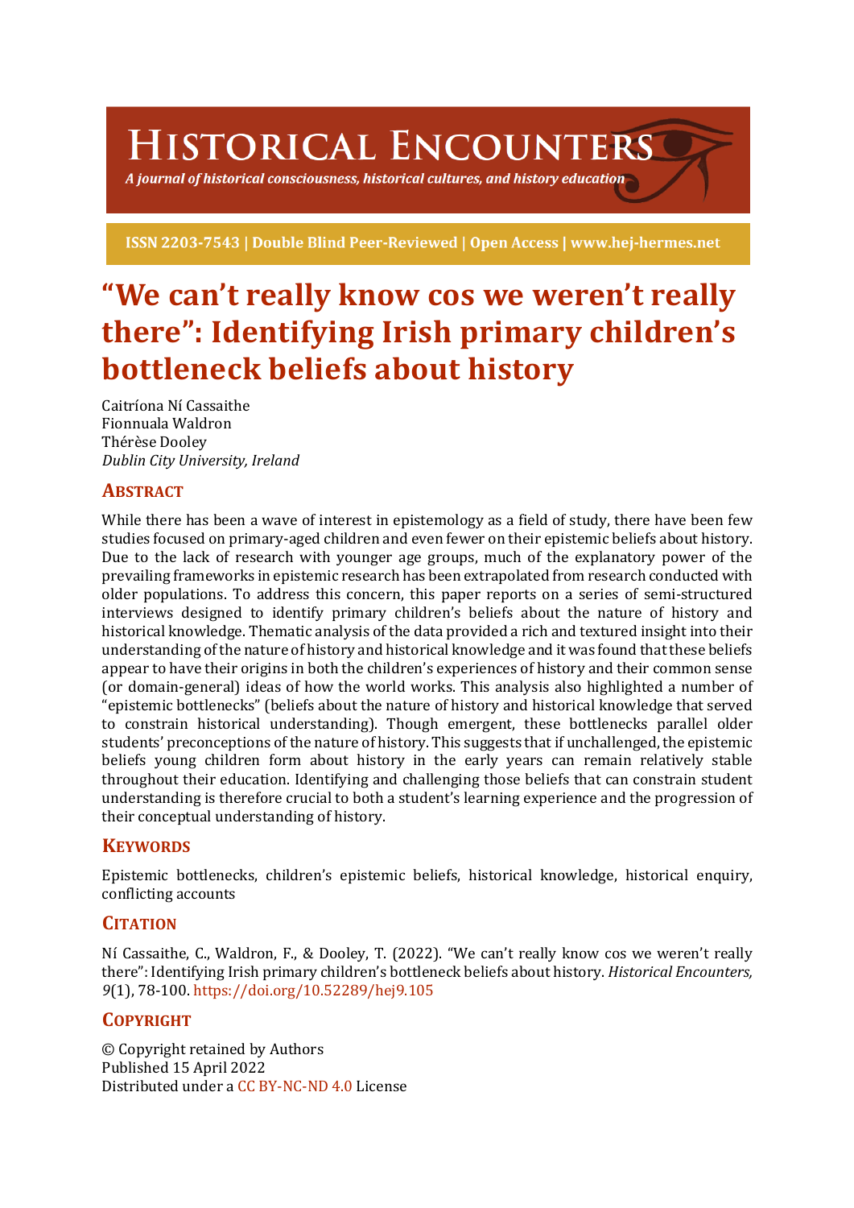# HISTORICAL ENCOUNTERS

*A journal of historical consciousness, historical cultures, and history education*

**ISSN 2203-7543 | Double Blind Peer-Reviewed | Open Access | www.hej-hermes.net**

# "We can't really know cos we weren't really there": Identifying Irish primary children's bottleneck beliefs about history

Caitríona Ní Cassaithe
Fionnuala Waldron
Thérèse Dooley
*Dublin City University, Ireland*

## ABSTRACT

While there has been a wave of interest in epistemology as a field of study, there have been few studies focused on primary-aged children and even fewer on their epistemic beliefs about history. Due to the lack of research with younger age groups, much of the explanatory power of the prevailing frameworks in epistemic research has been extrapolated from research conducted with older populations. To address this concern, this paper reports on a series of semi-structured interviews designed to identify primary children's beliefs about the nature of history and historical knowledge. Thematic analysis of the data provided a rich and textured insight into their understanding of the nature of history and historical knowledge and it was found that these beliefs appear to have their origins in both the children's experiences of history and their common sense (or domain-general) ideas of how the world works. This analysis also highlighted a number of "epistemic bottlenecks" (beliefs about the nature of history and historical knowledge that served to constrain historical understanding). Though emergent, these bottlenecks parallel older students' preconceptions of the nature of history. This suggests that if unchallenged, the epistemic beliefs young children form about history in the early years can remain relatively stable throughout their education. Identifying and challenging those beliefs that can constrain student understanding is therefore crucial to both a student's learning experience and the progression of their conceptual understanding of history.

## KEYWORDS

Epistemic bottlenecks, children's epistemic beliefs, historical knowledge, historical enquiry, conflicting accounts

## CITATION

Ní Cassaithe, C., Waldron, F., & Dooley, T. (2022). "We can't really know cos we weren't really there": Identifying Irish primary children's bottleneck beliefs about history. *Historical Encounters, 9*(1), 78-100. https://doi.org/10.52289/hej9.105

## COPYRIGHT

© Copyright retained by Authors
Published 15 April 2022
Distributed under a CC BY-NC-ND 4.0 License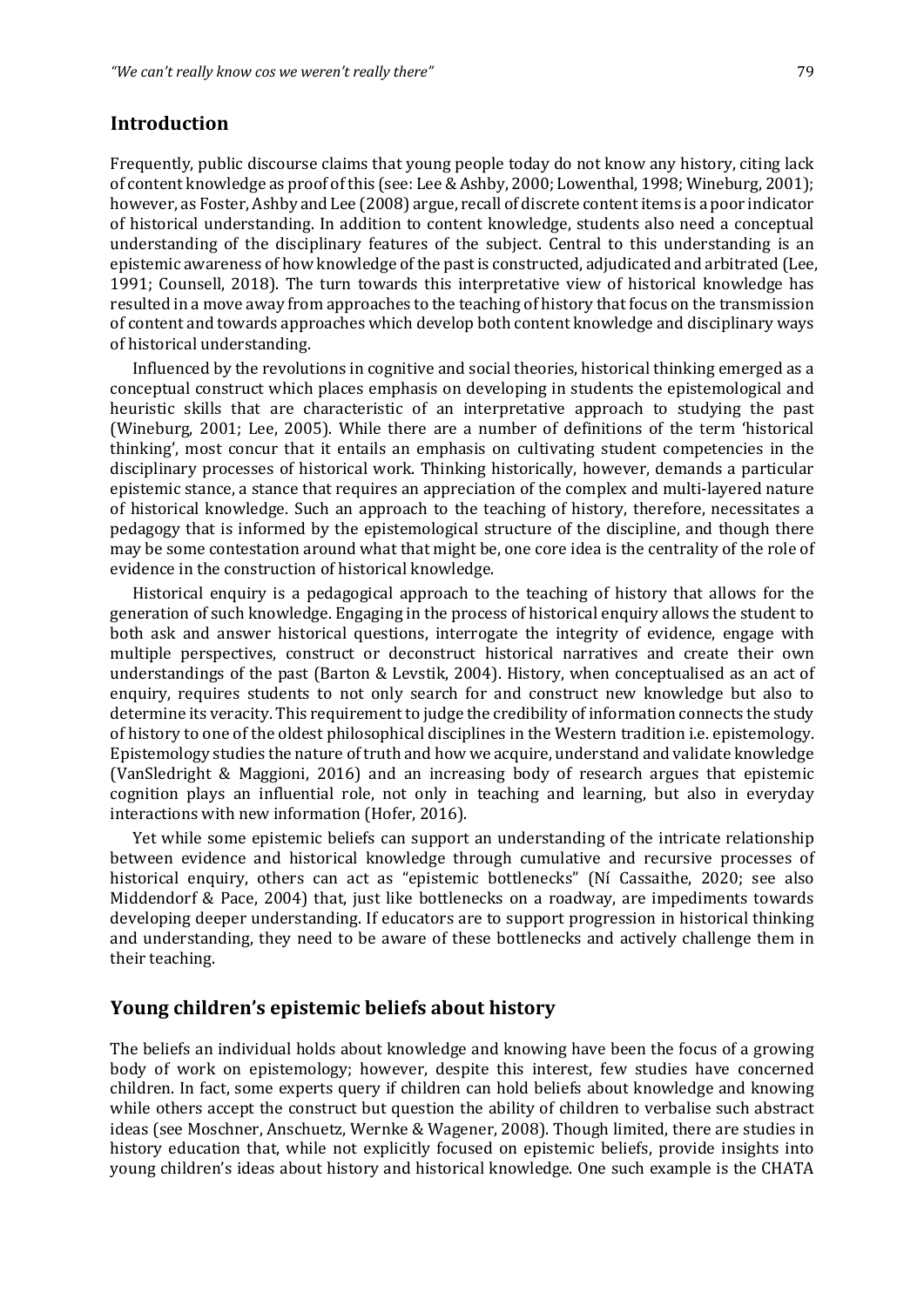## Introduction

Frequently, public discourse claims that young people today do not know any history, citing lack of content knowledge as proof of this (see: Lee & Ashby, 2000; Lowenthal, 1998; Wineburg, 2001); however, as Foster, Ashby and Lee (2008) argue, recall of discrete content items is a poor indicator of historical understanding. In addition to content knowledge, students also need a conceptual understanding of the disciplinary features of the subject. Central to this understanding is an epistemic awareness of how knowledge of the past is constructed, adjudicated and arbitrated (Lee, 1991; Counsell, 2018). The turn towards this interpretative view of historical knowledge has resulted in a move away from approaches to the teaching of history that focus on the transmission of content and towards approaches which develop both content knowledge and disciplinary ways of historical understanding.

Influenced by the revolutions in cognitive and social theories, historical thinking emerged as a conceptual construct which places emphasis on developing in students the epistemological and heuristic skills that are characteristic of an interpretative approach to studying the past (Wineburg, 2001; Lee, 2005). While there are a number of definitions of the term 'historical thinking', most concur that it entails an emphasis on cultivating student competencies in the disciplinary processes of historical work. Thinking historically, however, demands a particular epistemic stance, a stance that requires an appreciation of the complex and multi-layered nature of historical knowledge. Such an approach to the teaching of history, therefore, necessitates a pedagogy that is informed by the epistemological structure of the discipline, and though there may be some contestation around what that might be, one core idea is the centrality of the role of evidence in the construction of historical knowledge.

Historical enquiry is a pedagogical approach to the teaching of history that allows for the generation of such knowledge. Engaging in the process of historical enquiry allows the student to both ask and answer historical questions, interrogate the integrity of evidence, engage with multiple perspectives, construct or deconstruct historical narratives and create their own understandings of the past (Barton & Levstik, 2004). History, when conceptualised as an act of enquiry, requires students to not only search for and construct new knowledge but also to determine its veracity. This requirement to judge the credibility of information connects the study of history to one of the oldest philosophical disciplines in the Western tradition i.e. epistemology. Epistemology studies the nature of truth and how we acquire, understand and validate knowledge (VanSledright & Maggioni, 2016) and an increasing body of research argues that epistemic cognition plays an influential role, not only in teaching and learning, but also in everyday interactions with new information (Hofer, 2016).

Yet while some epistemic beliefs can support an understanding of the intricate relationship between evidence and historical knowledge through cumulative and recursive processes of historical enquiry, others can act as "epistemic bottlenecks" (Ní Cassaithe, 2020; see also Middendorf & Pace, 2004) that, just like bottlenecks on a roadway, are impediments towards developing deeper understanding. If educators are to support progression in historical thinking and understanding, they need to be aware of these bottlenecks and actively challenge them in their teaching.

## Young children's epistemic beliefs about history

The beliefs an individual holds about knowledge and knowing have been the focus of a growing body of work on epistemology; however, despite this interest, few studies have concerned children. In fact, some experts query if children can hold beliefs about knowledge and knowing while others accept the construct but question the ability of children to verbalise such abstract ideas (see Moschner, Anschuetz, Wernke & Wagener, 2008). Though limited, there are studies in history education that, while not explicitly focused on epistemic beliefs, provide insights into young children's ideas about history and historical knowledge. One such example is the CHATA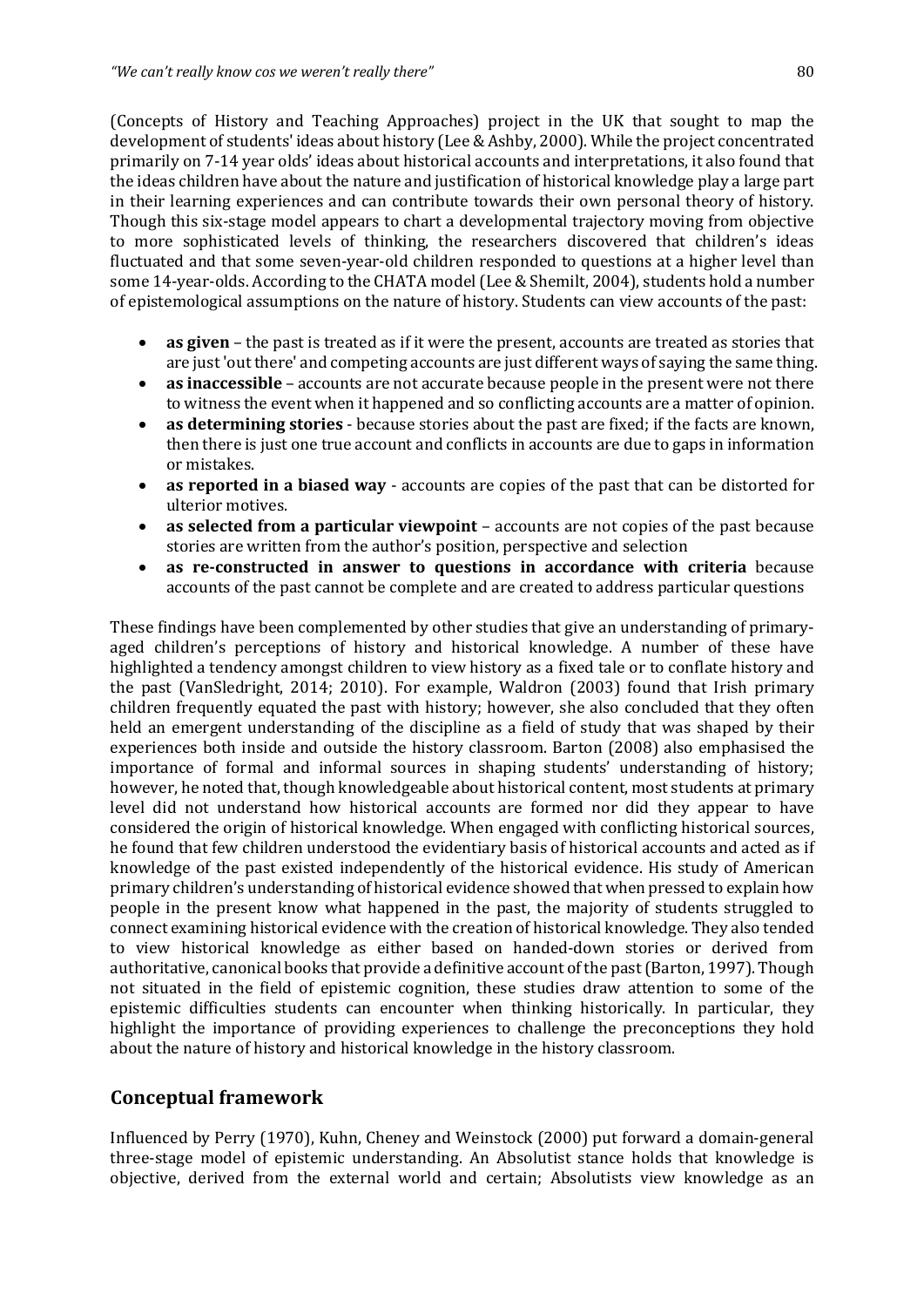(Concepts of History and Teaching Approaches) project in the UK that sought to map the development of students' ideas about history (Lee & Ashby, 2000). While the project concentrated primarily on 7-14 year olds' ideas about historical accounts and interpretations, it also found that the ideas children have about the nature and justification of historical knowledge play a large part in their learning experiences and can contribute towards their own personal theory of history. Though this six-stage model appears to chart a developmental trajectory moving from objective to more sophisticated levels of thinking, the researchers discovered that children's ideas fluctuated and that some seven-year-old children responded to questions at a higher level than some 14-year-olds. According to the CHATA model (Lee & Shemilt, 2004), students hold a number of epistemological assumptions on the nature of history. Students can view accounts of the past:

- **as given** – the past is treated as if it were the present, accounts are treated as stories that are just 'out there' and competing accounts are just different ways of saying the same thing.
- **as inaccessible** – accounts are not accurate because people in the present were not there to witness the event when it happened and so conflicting accounts are a matter of opinion.
- **as determining stories** - because stories about the past are fixed; if the facts are known, then there is just one true account and conflicts in accounts are due to gaps in information or mistakes.
- **as reported in a biased way** - accounts are copies of the past that can be distorted for ulterior motives.
- **as selected from a particular viewpoint** – accounts are not copies of the past because stories are written from the author's position, perspective and selection
- **as re-constructed in answer to questions in accordance with criteria** because accounts of the past cannot be complete and are created to address particular questions

These findings have been complemented by other studies that give an understanding of primary-aged children's perceptions of history and historical knowledge. A number of these have highlighted a tendency amongst children to view history as a fixed tale or to conflate history and the past (VanSledright, 2014; 2010). For example, Waldron (2003) found that Irish primary children frequently equated the past with history; however, she also concluded that they often held an emergent understanding of the discipline as a field of study that was shaped by their experiences both inside and outside the history classroom. Barton (2008) also emphasised the importance of formal and informal sources in shaping students' understanding of history; however, he noted that, though knowledgeable about historical content, most students at primary level did not understand how historical accounts are formed nor did they appear to have considered the origin of historical knowledge. When engaged with conflicting historical sources, he found that few children understood the evidentiary basis of historical accounts and acted as if knowledge of the past existed independently of the historical evidence. His study of American primary children's understanding of historical evidence showed that when pressed to explain how people in the present know what happened in the past, the majority of students struggled to connect examining historical evidence with the creation of historical knowledge. They also tended to view historical knowledge as either based on handed-down stories or derived from authoritative, canonical books that provide a definitive account of the past (Barton, 1997). Though not situated in the field of epistemic cognition, these studies draw attention to some of the epistemic difficulties students can encounter when thinking historically. In particular, they highlight the importance of providing experiences to challenge the preconceptions they hold about the nature of history and historical knowledge in the history classroom.

## Conceptual framework

Influenced by Perry (1970), Kuhn, Cheney and Weinstock (2000) put forward a domain-general three-stage model of epistemic understanding. An Absolutist stance holds that knowledge is objective, derived from the external world and certain; Absolutists view knowledge as an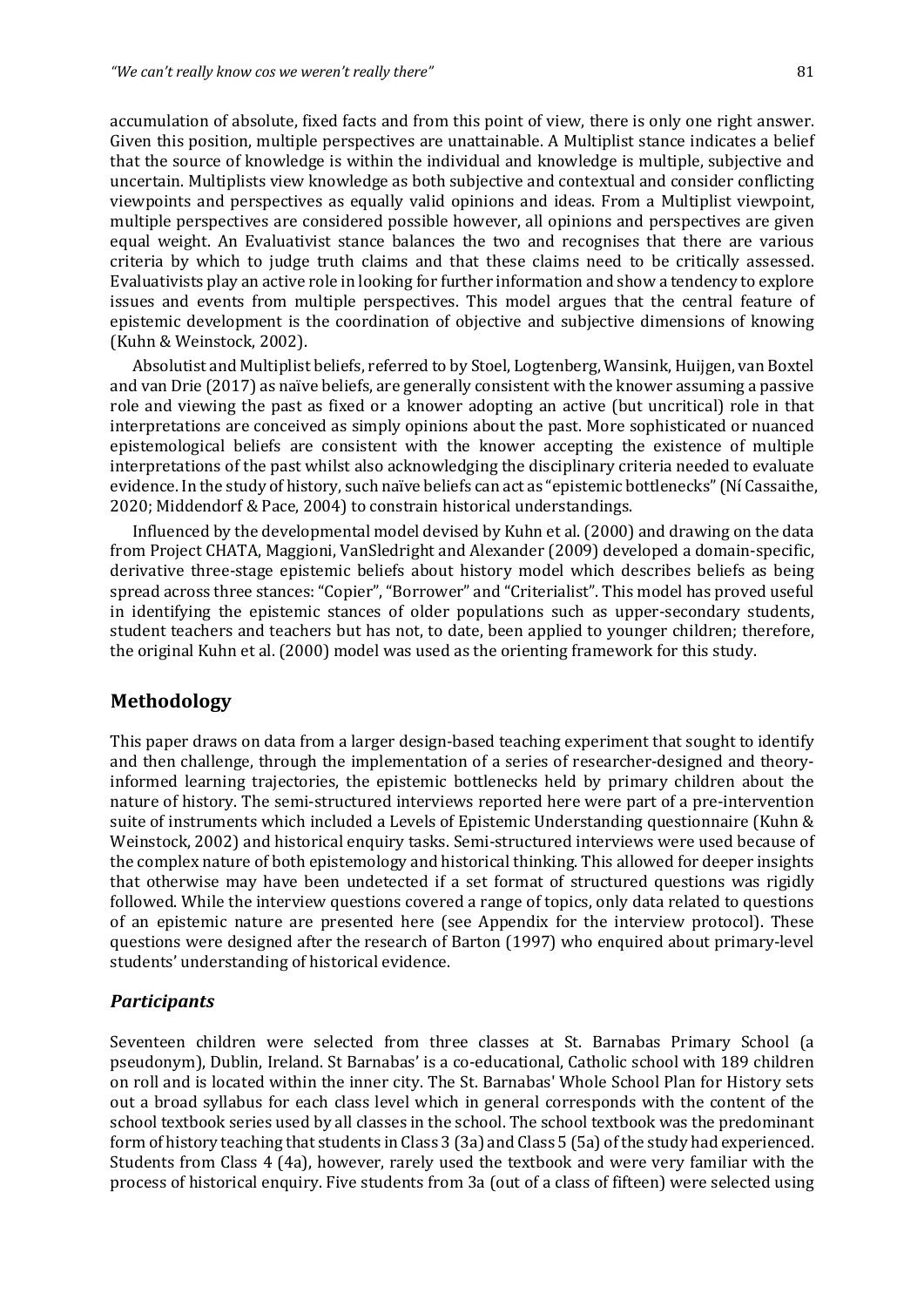accumulation of absolute, fixed facts and from this point of view, there is only one right answer. Given this position, multiple perspectives are unattainable. A Multiplist stance indicates a belief that the source of knowledge is within the individual and knowledge is multiple, subjective and uncertain. Multiplists view knowledge as both subjective and contextual and consider conflicting viewpoints and perspectives as equally valid opinions and ideas. From a Multiplist viewpoint, multiple perspectives are considered possible however, all opinions and perspectives are given equal weight. An Evaluativist stance balances the two and recognises that there are various criteria by which to judge truth claims and that these claims need to be critically assessed. Evaluativists play an active role in looking for further information and show a tendency to explore issues and events from multiple perspectives. This model argues that the central feature of epistemic development is the coordination of objective and subjective dimensions of knowing (Kuhn & Weinstock, 2002).

Absolutist and Multiplist beliefs, referred to by Stoel, Logtenberg, Wansink, Huijgen, van Boxtel and van Drie (2017) as naïve beliefs, are generally consistent with the knower assuming a passive role and viewing the past as fixed or a knower adopting an active (but uncritical) role in that interpretations are conceived as simply opinions about the past. More sophisticated or nuanced epistemological beliefs are consistent with the knower accepting the existence of multiple interpretations of the past whilst also acknowledging the disciplinary criteria needed to evaluate evidence. In the study of history, such naïve beliefs can act as "epistemic bottlenecks" (Ní Cassaithe, 2020; Middendorf & Pace, 2004) to constrain historical understandings.

Influenced by the developmental model devised by Kuhn et al. (2000) and drawing on the data from Project CHATA, Maggioni, VanSledright and Alexander (2009) developed a domain-specific, derivative three-stage epistemic beliefs about history model which describes beliefs as being spread across three stances: "Copier", "Borrower" and "Criterialist". This model has proved useful in identifying the epistemic stances of older populations such as upper-secondary students, student teachers and teachers but has not, to date, been applied to younger children; therefore, the original Kuhn et al. (2000) model was used as the orienting framework for this study.

## Methodology

This paper draws on data from a larger design-based teaching experiment that sought to identify and then challenge, through the implementation of a series of researcher-designed and theory-informed learning trajectories, the epistemic bottlenecks held by primary children about the nature of history. The semi-structured interviews reported here were part of a pre-intervention suite of instruments which included a Levels of Epistemic Understanding questionnaire (Kuhn & Weinstock, 2002) and historical enquiry tasks. Semi-structured interviews were used because of the complex nature of both epistemology and historical thinking. This allowed for deeper insights that otherwise may have been undetected if a set format of structured questions was rigidly followed. While the interview questions covered a range of topics, only data related to questions of an epistemic nature are presented here (see Appendix for the interview protocol). These questions were designed after the research of Barton (1997) who enquired about primary-level students' understanding of historical evidence.

### *Participants*

Seventeen children were selected from three classes at St. Barnabas Primary School (a pseudonym), Dublin, Ireland. St Barnabas' is a co-educational, Catholic school with 189 children on roll and is located within the inner city. The St. Barnabas' Whole School Plan for History sets out a broad syllabus for each class level which in general corresponds with the content of the school textbook series used by all classes in the school. The school textbook was the predominant form of history teaching that students in Class 3 (3a) and Class 5 (5a) of the study had experienced. Students from Class 4 (4a), however, rarely used the textbook and were very familiar with the process of historical enquiry. Five students from 3a (out of a class of fifteen) were selected using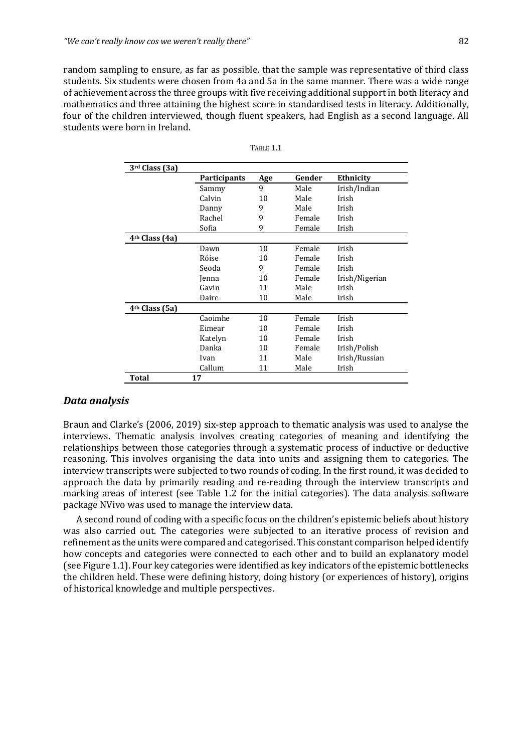random sampling to ensure, as far as possible, that the sample was representative of third class students. Six students were chosen from 4a and 5a in the same manner. There was a wide range of achievement across the three groups with five receiving additional support in both literacy and mathematics and three attaining the highest score in standardised tests in literacy. Additionally, four of the children interviewed, though fluent speakers, had English as a second language. All students were born in Ireland.

TABLE 1.1

| 3rd Class (3a) | | | | |
|---|---|---|---|---|
| | **Participants** | **Age** | **Gender** | **Ethnicity** |
| | Sammy | 9 | Male | Irish/Indian |
| | Calvin | 10 | Male | Irish |
| | Danny | 9 | Male | Irish |
| | Rachel | 9 | Female | Irish |
| | Sofia | 9 | Female | Irish |
| **4th Class (4a)** | | | | |
| | Dawn | 10 | Female | Irish |
| | Róise | 10 | Female | Irish |
| | Seoda | 9 | Female | Irish |
| | Jenna | 10 | Female | Irish/Nigerian |
| | Gavin | 11 | Male | Irish |
| | Daire | 10 | Male | Irish |
| **4th Class (5a)** | | | | |
| | Caoimhe | 10 | Female | Irish |
| | Eimear | 10 | Female | Irish |
| | Katelyn | 10 | Female | Irish |
| | Danka | 10 | Female | Irish/Polish |
| | Ivan | 11 | Male | Irish/Russian |
| | Callum | 11 | Male | Irish |
| **Total** | **17** | | | |

## *Data analysis*

Braun and Clarke's (2006, 2019) six-step approach to thematic analysis was used to analyse the interviews. Thematic analysis involves creating categories of meaning and identifying the relationships between those categories through a systematic process of inductive or deductive reasoning. This involves organising the data into units and assigning them to categories. The interview transcripts were subjected to two rounds of coding. In the first round, it was decided to approach the data by primarily reading and re-reading through the interview transcripts and marking areas of interest (see Table 1.2 for the initial categories). The data analysis software package NVivo was used to manage the interview data.

A second round of coding with a specific focus on the children's epistemic beliefs about history was also carried out. The categories were subjected to an iterative process of revision and refinement as the units were compared and categorised. This constant comparison helped identify how concepts and categories were connected to each other and to build an explanatory model (see Figure 1.1). Four key categories were identified as key indicators of the epistemic bottlenecks the children held. These were defining history, doing history (or experiences of history), origins of historical knowledge and multiple perspectives.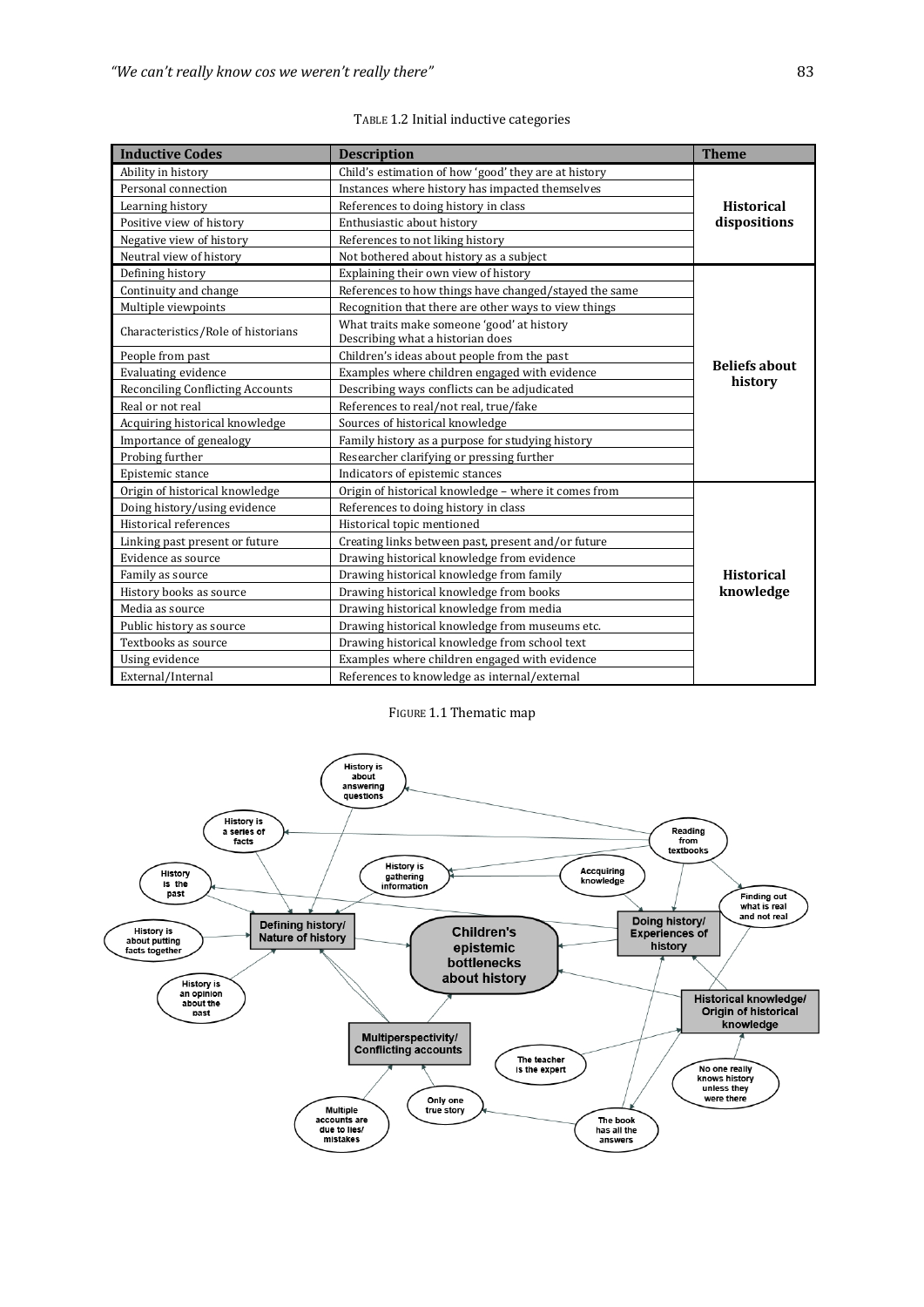TABLE 1.2 Initial inductive categories

| Inductive Codes | Description | Theme |
|---|---|---|
| Ability in history | Child's estimation of how 'good' they are at history | **Historical dispositions** |
| Personal connection | Instances where history has impacted themselves | |
| Learning history | References to doing history in class | |
| Positive view of history | Enthusiastic about history | |
| Negative view of history | References to not liking history | |
| Neutral view of history | Not bothered about history as a subject | |
| Defining history | Explaining their own view of history | **Beliefs about history** |
| Continuity and change | References to how things have changed/stayed the same | |
| Multiple viewpoints | Recognition that there are other ways to view things | |
| Characteristics/Role of historians | What traits make someone 'good' at history Describing what a historian does | |
| People from past | Children's ideas about people from the past | |
| Evaluating evidence | Examples where children engaged with evidence | |
| Reconciling Conflicting Accounts | Describing ways conflicts can be adjudicated | |
| Real or not real | References to real/not real, true/fake | |
| Acquiring historical knowledge | Sources of historical knowledge | |
| Importance of genealogy | Family history as a purpose for studying history | |
| Probing further | Researcher clarifying or pressing further | |
| Epistemic stance | Indicators of epistemic stances | |
| Origin of historical knowledge | Origin of historical knowledge – where it comes from | **Historical knowledge** |
| Doing history/using evidence | References to doing history in class | |
| Historical references | Historical topic mentioned | |
| Linking past present or future | Creating links between past, present and/or future | |
| Evidence as source | Drawing historical knowledge from evidence | |
| Family as source | Drawing historical knowledge from family | |
| History books as source | Drawing historical knowledge from books | |
| Media as source | Drawing historical knowledge from media | |
| Public history as source | Drawing historical knowledge from museums etc. | |
| Textbooks as source | Drawing historical knowledge from school text | |
| Using evidence | Examples where children engaged with evidence | |
| External/Internal | References to knowledge as internal/external | |

FIGURE 1.1 Thematic map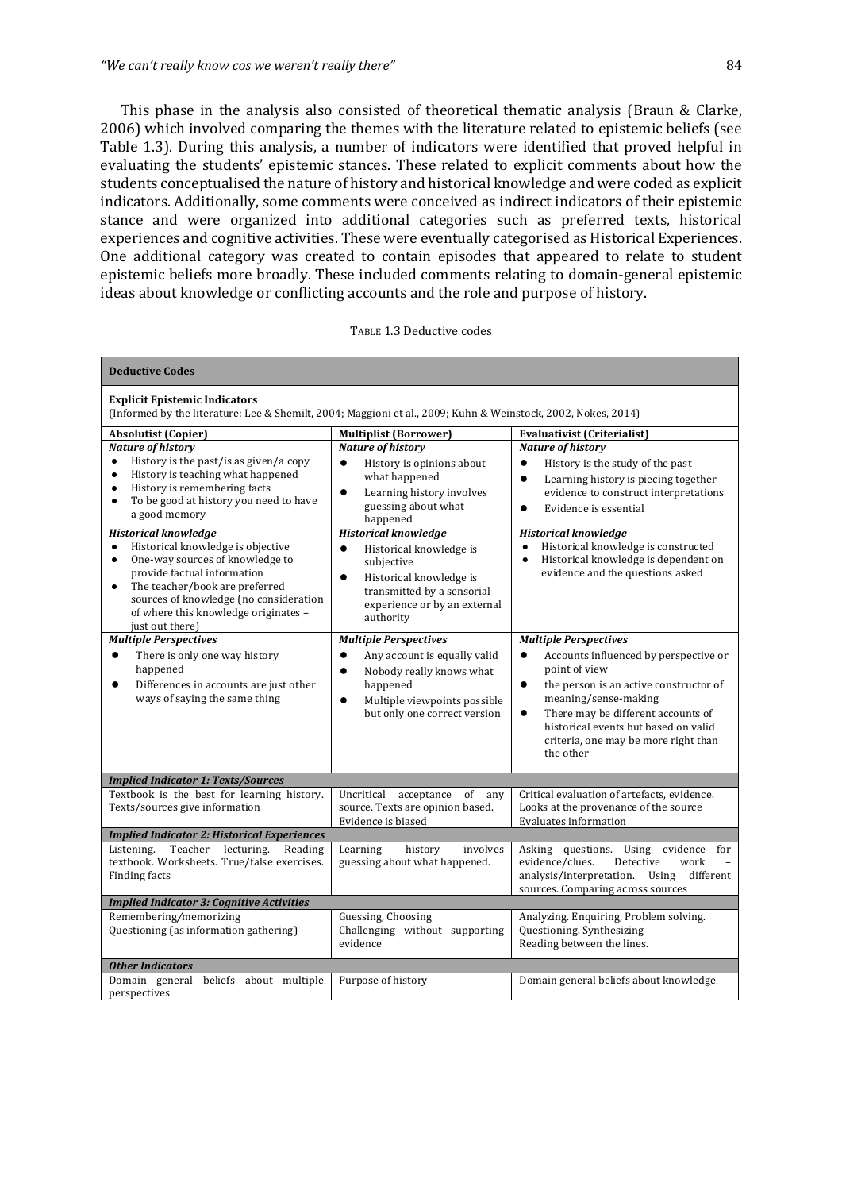This phase in the analysis also consisted of theoretical thematic analysis (Braun & Clarke, 2006) which involved comparing the themes with the literature related to epistemic beliefs (see Table 1.3). During this analysis, a number of indicators were identified that proved helpful in evaluating the students' epistemic stances. These related to explicit comments about how the students conceptualised the nature of history and historical knowledge and were coded as explicit indicators. Additionally, some comments were conceived as indirect indicators of their epistemic stance and were organized into additional categories such as preferred texts, historical experiences and cognitive activities. These were eventually categorised as Historical Experiences. One additional category was created to contain episodes that appeared to relate to student epistemic beliefs more broadly. These included comments relating to domain-general epistemic ideas about knowledge or conflicting accounts and the role and purpose of history.

TABLE 1.3 Deductive codes

| **Deductive Codes** | | |
|---|---|---|
| **Explicit Epistemic Indicators** (Informed by the literature: Lee & Shemilt, 2004; Maggioni et al., 2009; Kuhn & Weinstock, 2002, Nokes, 2014) | | |
| **Absolutist (Copier)** | **Multiplist (Borrower)** | **Evaluativist (Criterialist)** |
| ***Nature of history***<br>• History is the past/is as given/a copy<br>• History is teaching what happened<br>• History is remembering facts<br>• To be good at history you need to have a good memory | ***Nature of history***<br>• History is opinions about what happened<br>• Learning history involves guessing about what happened | ***Nature of history***<br>• History is the study of the past<br>• Learning history is piecing together evidence to construct interpretations<br>• Evidence is essential |
| ***Historical knowledge***<br>• Historical knowledge is objective<br>• One-way sources of knowledge to provide factual information<br>• The teacher/book are preferred sources of knowledge (no consideration of where this knowledge originates – just out there) | ***Historical knowledge***<br>• Historical knowledge is subjective<br>• Historical knowledge is transmitted by a sensorial experience or by an external authority | ***Historical knowledge***<br>• Historical knowledge is constructed<br>• Historical knowledge is dependent on evidence and the questions asked |
| ***Multiple Perspectives***<br>• There is only one way history happened<br>• Differences in accounts are just other ways of saying the same thing | ***Multiple Perspectives***<br>• Any account is equally valid<br>• Nobody really knows what happened<br>• Multiple viewpoints possible but only one correct version | ***Multiple Perspectives***<br>• Accounts influenced by perspective or point of view<br>• the person is an active constructor of meaning/sense-making<br>• There may be different accounts of historical events but based on valid criteria, one may be more right than the other |
| ***Implied Indicator 1: Texts/Sources*** | | |
| Textbook is the best for learning history. Texts/sources give information | Uncritical acceptance of any source. Texts are opinion based. Evidence is biased | Critical evaluation of artefacts, evidence. Looks at the provenance of the source Evaluates information |
| ***Implied Indicator 2: Historical Experiences*** | | |
| Listening. Teacher lecturing. Reading textbook. Worksheets. True/false exercises. Finding facts | Learning history involves guessing about what happened. | Asking questions. Using evidence for evidence/clues. Detective work – analysis/interpretation. Using different sources. Comparing across sources |
| ***Implied Indicator 3: Cognitive Activities*** | | |
| Remembering/memorizing<br>Questioning (as information gathering) | Guessing, Choosing<br>Challenging without supporting evidence | Analyzing. Enquiring, Problem solving. Questioning. Synthesizing<br>Reading between the lines. |
| ***Other Indicators*** | | |
| Domain general beliefs about multiple perspectives | Purpose of history | Domain general beliefs about knowledge |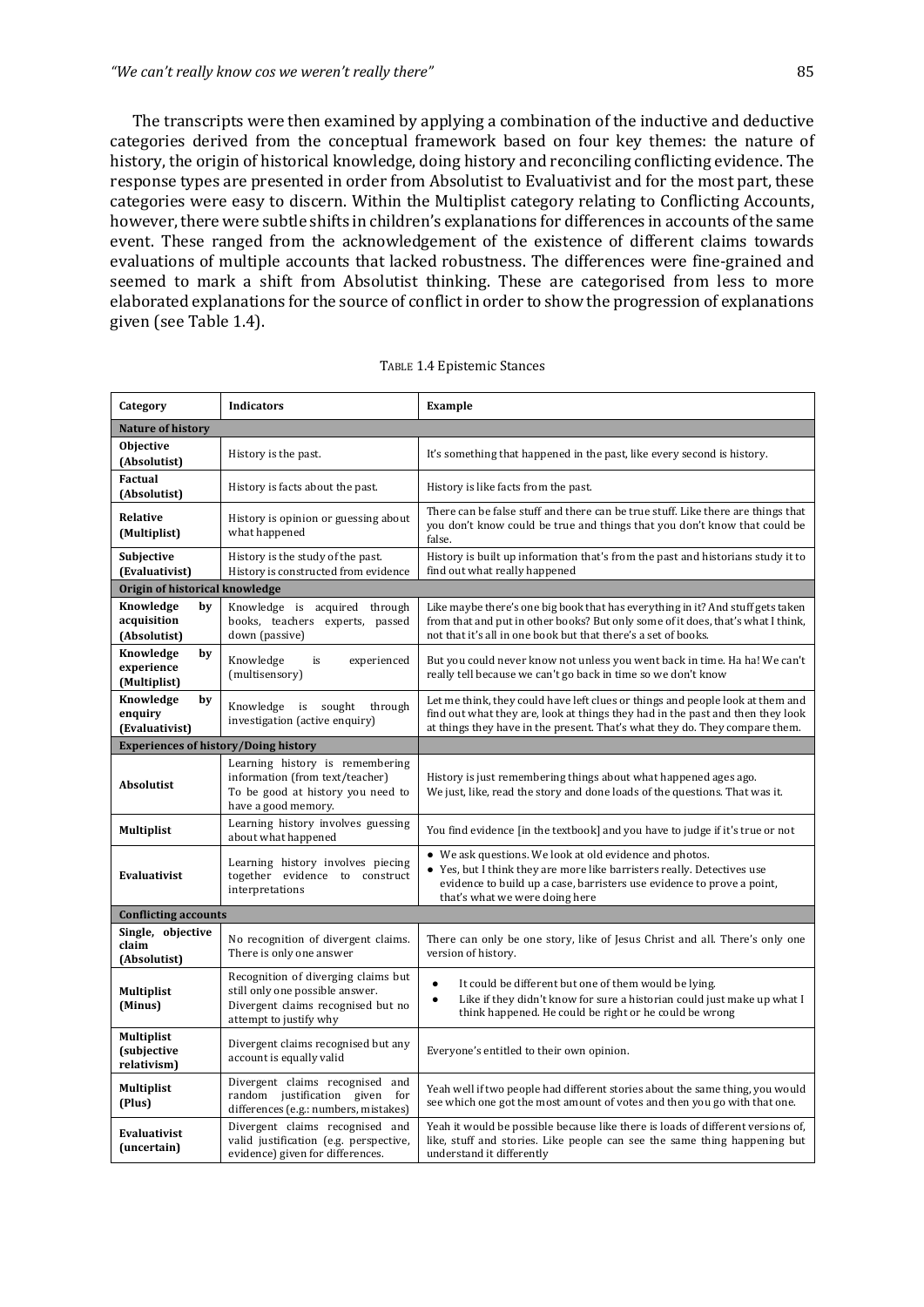The transcripts were then examined by applying a combination of the inductive and deductive categories derived from the conceptual framework based on four key themes: the nature of history, the origin of historical knowledge, doing history and reconciling conflicting evidence. The response types are presented in order from Absolutist to Evaluativist and for the most part, these categories were easy to discern. Within the Multiplist category relating to Conflicting Accounts, however, there were subtle shifts in children's explanations for differences in accounts of the same event. These ranged from the acknowledgement of the existence of different claims towards evaluations of multiple accounts that lacked robustness. The differences were fine-grained and seemed to mark a shift from Absolutist thinking. These are categorised from less to more elaborated explanations for the source of conflict in order to show the progression of explanations given (see Table 1.4).

TABLE 1.4 Epistemic Stances

| Category | Indicators | Example |
|---|---|---|
| **Nature of history** | | |
| **Objective (Absolutist)** | History is the past. | It's something that happened in the past, like every second is history. |
| **Factual (Absolutist)** | History is facts about the past. | History is like facts from the past. |
| **Relative (Multiplist)** | History is opinion or guessing about what happened | There can be false stuff and there can be true stuff. Like there are things that you don't know could be true and things that you don't know that could be false. |
| **Subjective (Evaluativist)** | History is the study of the past. History is constructed from evidence | History is built up information that's from the past and historians study it to find out what really happened |
| **Origin of historical knowledge** | | |
| **Knowledge by acquisition (Absolutist)** | Knowledge is acquired through books, teachers experts, passed down (passive) | Like maybe there's one big book that has everything in it? And stuff gets taken from that and put in other books? But only some of it does, that's what I think, not that it's all in one book but that there's a set of books. |
| **Knowledge by experience (Multiplist)** | Knowledge is experienced (multisensory) | But you could never know not unless you went back in time. Ha ha! We can't really tell because we can't go back in time so we don't know |
| **Knowledge by enquiry (Evaluativist)** | Knowledge is sought through investigation (active enquiry) | Let me think, they could have left clues or things and people look at them and find out what they are, look at things they had in the past and then they look at things they have in the present. That's what they do. They compare them. |
| **Experiences of history/Doing history** | | |
| **Absolutist** | Learning history is remembering information (from text/teacher) To be good at history you need to have a good memory. | History is just remembering things about what happened ages ago. We just, like, read the story and done loads of the questions. That was it. |
| **Multiplist** | Learning history involves guessing about what happened | You find evidence [in the textbook] and you have to judge if it's true or not |
| **Evaluativist** | Learning history involves piecing together evidence to construct interpretations | • We ask questions. We look at old evidence and photos. • Yes, but I think they are more like barristers really. Detectives use evidence to build up a case, barristers use evidence to prove a point, that's what we were doing here |
| **Conflicting accounts** | | |
| **Single, objective claim (Absolutist)** | No recognition of divergent claims. There is only one answer | There can only be one story, like of Jesus Christ and all. There's only one version of history. |
| **Multiplist (Minus)** | Recognition of diverging claims but still only one possible answer. Divergent claims recognised but no attempt to justify why | • It could be different but one of them would be lying. • Like if they didn't know for sure a historian could just make up what I think happened. He could be right or he could be wrong |
| **Multiplist (subjective relativism)** | Divergent claims recognised but any account is equally valid | Everyone's entitled to their own opinion. |
| **Multiplist (Plus)** | Divergent claims recognised and random justification given for differences (e.g.: numbers, mistakes) | Yeah well if two people had different stories about the same thing, you would see which one got the most amount of votes and then you go with that one. |
| **Evaluativist (uncertain)** | Divergent claims recognised and valid justification (e.g. perspective, evidence) given for differences. | Yeah it would be possible because like there is loads of different versions of, like, stuff and stories. Like people can see the same thing happening but understand it differently |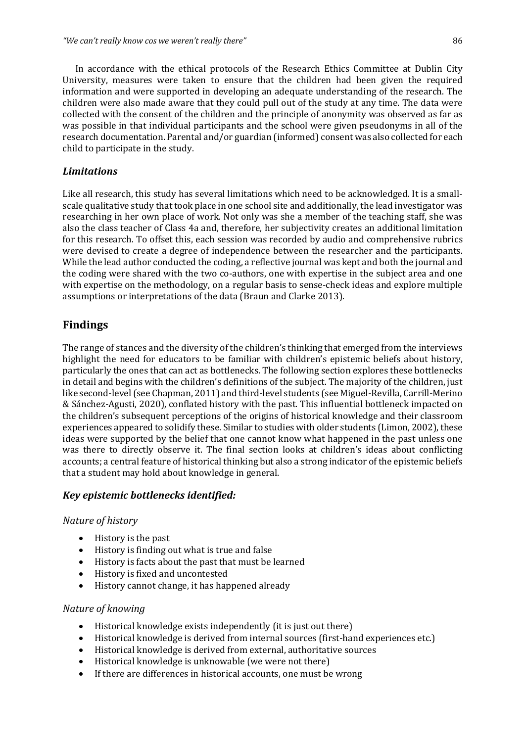In accordance with the ethical protocols of the Research Ethics Committee at Dublin City University, measures were taken to ensure that the children had been given the required information and were supported in developing an adequate understanding of the research. The children were also made aware that they could pull out of the study at any time. The data were collected with the consent of the children and the principle of anonymity was observed as far as was possible in that individual participants and the school were given pseudonyms in all of the research documentation. Parental and/or guardian (informed) consent was also collected for each child to participate in the study.

### *Limitations*

Like all research, this study has several limitations which need to be acknowledged. It is a small-scale qualitative study that took place in one school site and additionally, the lead investigator was researching in her own place of work. Not only was she a member of the teaching staff, she was also the class teacher of Class 4a and, therefore, her subjectivity creates an additional limitation for this research. To offset this, each session was recorded by audio and comprehensive rubrics were devised to create a degree of independence between the researcher and the participants. While the lead author conducted the coding, a reflective journal was kept and both the journal and the coding were shared with the two co-authors, one with expertise in the subject area and one with expertise on the methodology, on a regular basis to sense-check ideas and explore multiple assumptions or interpretations of the data (Braun and Clarke 2013).

## Findings

The range of stances and the diversity of the children's thinking that emerged from the interviews highlight the need for educators to be familiar with children's epistemic beliefs about history, particularly the ones that can act as bottlenecks. The following section explores these bottlenecks in detail and begins with the children's definitions of the subject. The majority of the children, just like second-level (see Chapman, 2011) and third-level students (see Miguel-Revilla, Carrill-Merino & Sánchez-Agusti, 2020), conflated history with the past. This influential bottleneck impacted on the children's subsequent perceptions of the origins of historical knowledge and their classroom experiences appeared to solidify these. Similar to studies with older students (Limon, 2002), these ideas were supported by the belief that one cannot know what happened in the past unless one was there to directly observe it. The final section looks at children's ideas about conflicting accounts; a central feature of historical thinking but also a strong indicator of the epistemic beliefs that a student may hold about knowledge in general.

### *Key epistemic bottlenecks identified:*

*Nature of history*

- History is the past
- History is finding out what is true and false
- History is facts about the past that must be learned
- History is fixed and uncontested
- History cannot change, it has happened already

*Nature of knowing*

- Historical knowledge exists independently (it is just out there)
- Historical knowledge is derived from internal sources (first-hand experiences etc.)
- Historical knowledge is derived from external, authoritative sources
- Historical knowledge is unknowable (we were not there)
- If there are differences in historical accounts, one must be wrong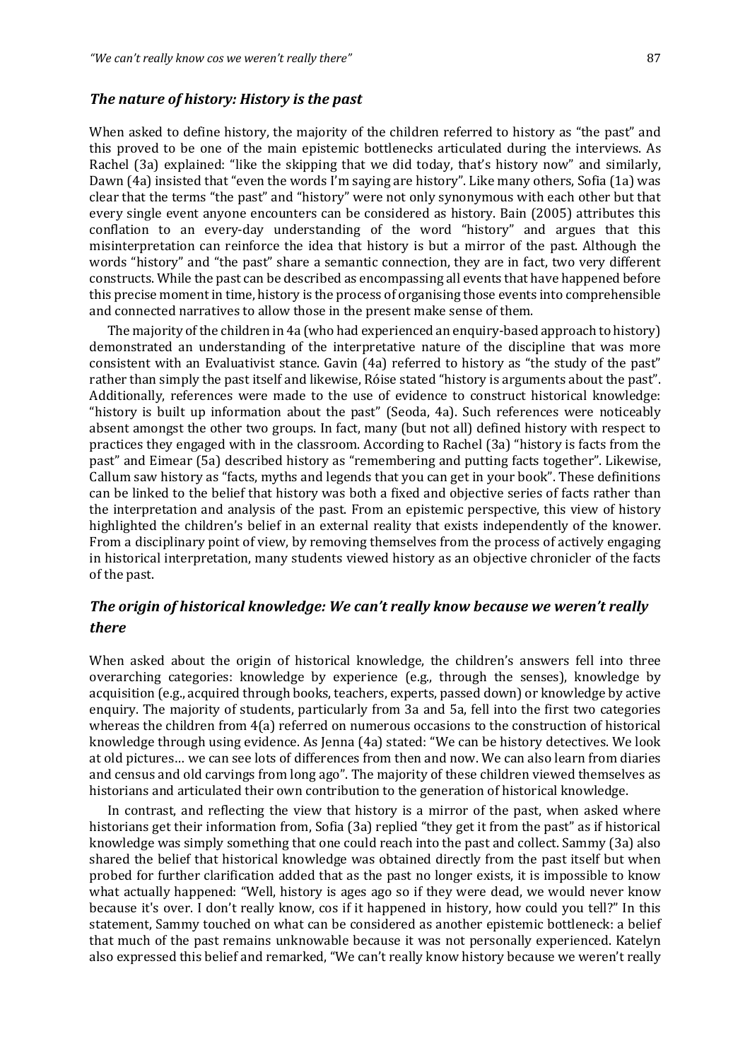### *The nature of history: History is the past*

When asked to define history, the majority of the children referred to history as "the past" and this proved to be one of the main epistemic bottlenecks articulated during the interviews. As Rachel (3a) explained: "like the skipping that we did today, that's history now" and similarly, Dawn (4a) insisted that "even the words I'm saying are history". Like many others, Sofia (1a) was clear that the terms "the past" and "history" were not only synonymous with each other but that every single event anyone encounters can be considered as history. Bain (2005) attributes this conflation to an every-day understanding of the word "history" and argues that this misinterpretation can reinforce the idea that history is but a mirror of the past. Although the words "history" and "the past" share a semantic connection, they are in fact, two very different constructs. While the past can be described as encompassing all events that have happened before this precise moment in time, history is the process of organising those events into comprehensible and connected narratives to allow those in the present make sense of them.

The majority of the children in 4a (who had experienced an enquiry-based approach to history) demonstrated an understanding of the interpretative nature of the discipline that was more consistent with an Evaluativist stance. Gavin (4a) referred to history as "the study of the past" rather than simply the past itself and likewise, Róise stated "history is arguments about the past". Additionally, references were made to the use of evidence to construct historical knowledge: "history is built up information about the past" (Seoda, 4a). Such references were noticeably absent amongst the other two groups. In fact, many (but not all) defined history with respect to practices they engaged with in the classroom. According to Rachel (3a) "history is facts from the past" and Eimear (5a) described history as "remembering and putting facts together". Likewise, Callum saw history as "facts, myths and legends that you can get in your book". These definitions can be linked to the belief that history was both a fixed and objective series of facts rather than the interpretation and analysis of the past. From an epistemic perspective, this view of history highlighted the children's belief in an external reality that exists independently of the knower. From a disciplinary point of view, by removing themselves from the process of actively engaging in historical interpretation, many students viewed history as an objective chronicler of the facts of the past.

### *The origin of historical knowledge: We can't really know because we weren't really there*

When asked about the origin of historical knowledge, the children's answers fell into three overarching categories: knowledge by experience (e.g., through the senses), knowledge by acquisition (e.g., acquired through books, teachers, experts, passed down) or knowledge by active enquiry. The majority of students, particularly from 3a and 5a, fell into the first two categories whereas the children from 4(a) referred on numerous occasions to the construction of historical knowledge through using evidence. As Jenna (4a) stated: "We can be history detectives. We look at old pictures… we can see lots of differences from then and now. We can also learn from diaries and census and old carvings from long ago". The majority of these children viewed themselves as historians and articulated their own contribution to the generation of historical knowledge.

In contrast, and reflecting the view that history is a mirror of the past, when asked where historians get their information from, Sofia (3a) replied "they get it from the past" as if historical knowledge was simply something that one could reach into the past and collect. Sammy (3a) also shared the belief that historical knowledge was obtained directly from the past itself but when probed for further clarification added that as the past no longer exists, it is impossible to know what actually happened: "Well, history is ages ago so if they were dead, we would never know because it's over. I don't really know, cos if it happened in history, how could you tell?" In this statement, Sammy touched on what can be considered as another epistemic bottleneck: a belief that much of the past remains unknowable because it was not personally experienced. Katelyn also expressed this belief and remarked, "We can't really know history because we weren't really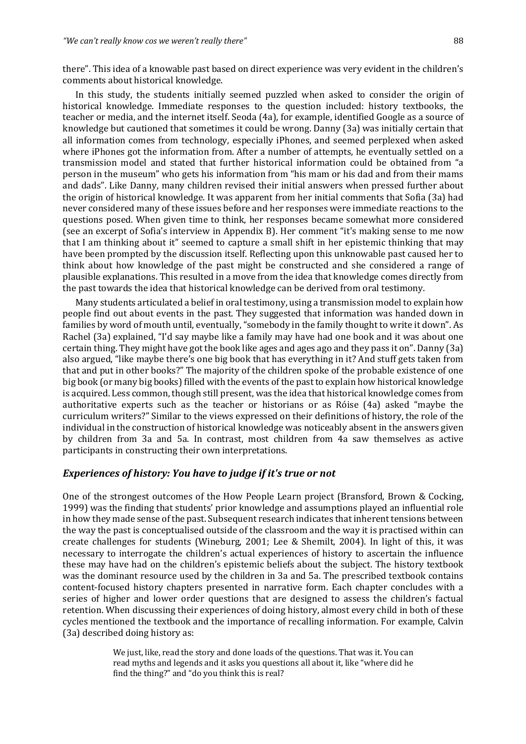there". This idea of a knowable past based on direct experience was very evident in the children's comments about historical knowledge.

In this study, the students initially seemed puzzled when asked to consider the origin of historical knowledge. Immediate responses to the question included: history textbooks, the teacher or media, and the internet itself. Seoda (4a), for example, identified Google as a source of knowledge but cautioned that sometimes it could be wrong. Danny (3a) was initially certain that all information comes from technology, especially iPhones, and seemed perplexed when asked where iPhones got the information from. After a number of attempts, he eventually settled on a transmission model and stated that further historical information could be obtained from "a person in the museum" who gets his information from "his mam or his dad and from their mams and dads". Like Danny, many children revised their initial answers when pressed further about the origin of historical knowledge. It was apparent from her initial comments that Sofia (3a) had never considered many of these issues before and her responses were immediate reactions to the questions posed. When given time to think, her responses became somewhat more considered (see an excerpt of Sofia's interview in Appendix B). Her comment "it's making sense to me now that I am thinking about it" seemed to capture a small shift in her epistemic thinking that may have been prompted by the discussion itself. Reflecting upon this unknowable past caused her to think about how knowledge of the past might be constructed and she considered a range of plausible explanations. This resulted in a move from the idea that knowledge comes directly from the past towards the idea that historical knowledge can be derived from oral testimony.

Many students articulated a belief in oral testimony, using a transmission model to explain how people find out about events in the past. They suggested that information was handed down in families by word of mouth until, eventually, "somebody in the family thought to write it down". As Rachel (3a) explained, "I'd say maybe like a family may have had one book and it was about one certain thing. They might have got the book like ages and ages ago and they pass it on". Danny (3a) also argued, "like maybe there's one big book that has everything in it? And stuff gets taken from that and put in other books?" The majority of the children spoke of the probable existence of one big book (or many big books) filled with the events of the past to explain how historical knowledge is acquired. Less common, though still present, was the idea that historical knowledge comes from authoritative experts such as the teacher or historians or as Róise (4a) asked "maybe the curriculum writers?" Similar to the views expressed on their definitions of history, the role of the individual in the construction of historical knowledge was noticeably absent in the answers given by children from 3a and 5a. In contrast, most children from 4a saw themselves as active participants in constructing their own interpretations.

### *Experiences of history: You have to judge if it's true or not*

One of the strongest outcomes of the How People Learn project (Bransford, Brown & Cocking, 1999) was the finding that students' prior knowledge and assumptions played an influential role in how they made sense of the past. Subsequent research indicates that inherent tensions between the way the past is conceptualised outside of the classroom and the way it is practised within can create challenges for students (Wineburg, 2001; Lee & Shemilt, 2004). In light of this, it was necessary to interrogate the children's actual experiences of history to ascertain the influence these may have had on the children's epistemic beliefs about the subject. The history textbook was the dominant resource used by the children in 3a and 5a. The prescribed textbook contains content-focused history chapters presented in narrative form. Each chapter concludes with a series of higher and lower order questions that are designed to assess the children's factual retention. When discussing their experiences of doing history, almost every child in both of these cycles mentioned the textbook and the importance of recalling information. For example, Calvin (3a) described doing history as:

> We just, like, read the story and done loads of the questions. That was it. You can read myths and legends and it asks you questions all about it, like "where did he find the thing?" and "do you think this is real?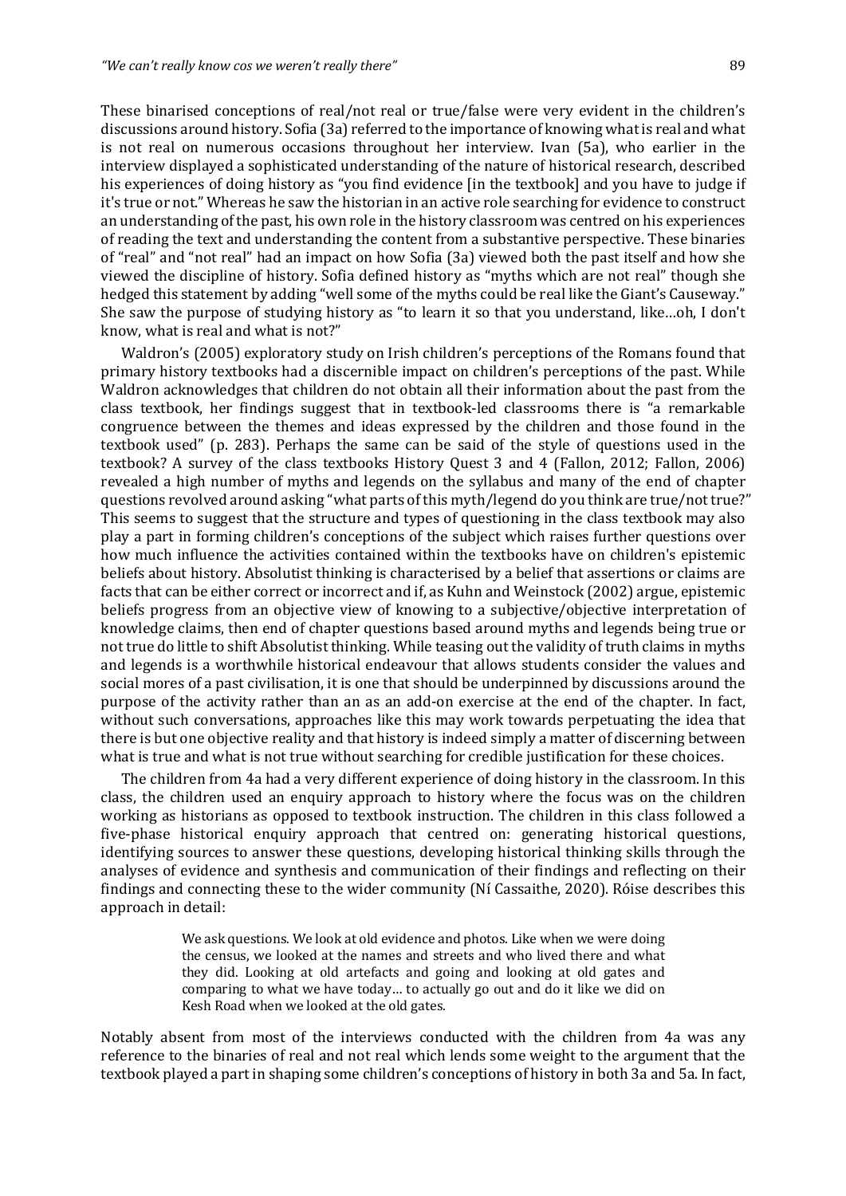These binarised conceptions of real/not real or true/false were very evident in the children's discussions around history. Sofia (3a) referred to the importance of knowing what is real and what is not real on numerous occasions throughout her interview. Ivan (5a), who earlier in the interview displayed a sophisticated understanding of the nature of historical research, described his experiences of doing history as "you find evidence [in the textbook] and you have to judge if it's true or not." Whereas he saw the historian in an active role searching for evidence to construct an understanding of the past, his own role in the history classroom was centred on his experiences of reading the text and understanding the content from a substantive perspective. These binaries of "real" and "not real" had an impact on how Sofia (3a) viewed both the past itself and how she viewed the discipline of history. Sofia defined history as "myths which are not real" though she hedged this statement by adding "well some of the myths could be real like the Giant's Causeway." She saw the purpose of studying history as "to learn it so that you understand, like…oh, I don't know, what is real and what is not?"

Waldron's (2005) exploratory study on Irish children's perceptions of the Romans found that primary history textbooks had a discernible impact on children's perceptions of the past. While Waldron acknowledges that children do not obtain all their information about the past from the class textbook, her findings suggest that in textbook-led classrooms there is "a remarkable congruence between the themes and ideas expressed by the children and those found in the textbook used" (p. 283). Perhaps the same can be said of the style of questions used in the textbook? A survey of the class textbooks History Quest 3 and 4 (Fallon, 2012; Fallon, 2006) revealed a high number of myths and legends on the syllabus and many of the end of chapter questions revolved around asking "what parts of this myth/legend do you think are true/not true?" This seems to suggest that the structure and types of questioning in the class textbook may also play a part in forming children's conceptions of the subject which raises further questions over how much influence the activities contained within the textbooks have on children's epistemic beliefs about history. Absolutist thinking is characterised by a belief that assertions or claims are facts that can be either correct or incorrect and if, as Kuhn and Weinstock (2002) argue, epistemic beliefs progress from an objective view of knowing to a subjective/objective interpretation of knowledge claims, then end of chapter questions based around myths and legends being true or not true do little to shift Absolutist thinking. While teasing out the validity of truth claims in myths and legends is a worthwhile historical endeavour that allows students consider the values and social mores of a past civilisation, it is one that should be underpinned by discussions around the purpose of the activity rather than an as an add-on exercise at the end of the chapter. In fact, without such conversations, approaches like this may work towards perpetuating the idea that there is but one objective reality and that history is indeed simply a matter of discerning between what is true and what is not true without searching for credible justification for these choices.

The children from 4a had a very different experience of doing history in the classroom. In this class, the children used an enquiry approach to history where the focus was on the children working as historians as opposed to textbook instruction. The children in this class followed a five-phase historical enquiry approach that centred on: generating historical questions, identifying sources to answer these questions, developing historical thinking skills through the analyses of evidence and synthesis and communication of their findings and reflecting on their findings and connecting these to the wider community (Ní Cassaithe, 2020). Róise describes this approach in detail:

> We ask questions. We look at old evidence and photos. Like when we were doing the census, we looked at the names and streets and who lived there and what they did. Looking at old artefacts and going and looking at old gates and comparing to what we have today… to actually go out and do it like we did on Kesh Road when we looked at the old gates.

Notably absent from most of the interviews conducted with the children from 4a was any reference to the binaries of real and not real which lends some weight to the argument that the textbook played a part in shaping some children's conceptions of history in both 3a and 5a. In fact,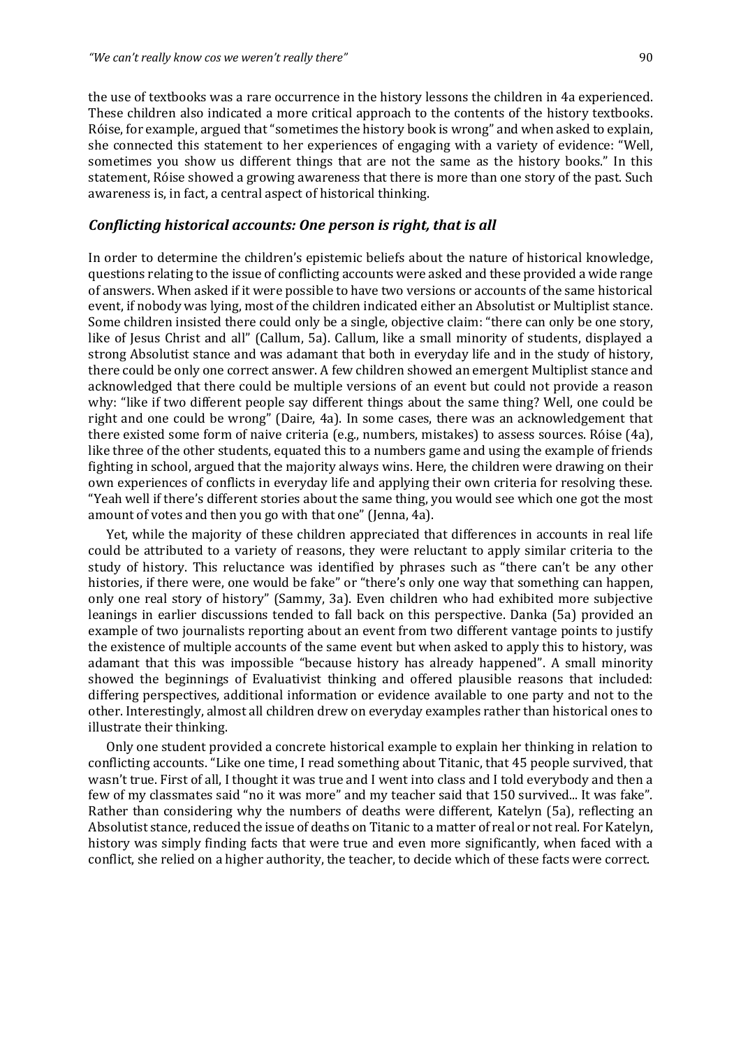the use of textbooks was a rare occurrence in the history lessons the children in 4a experienced. These children also indicated a more critical approach to the contents of the history textbooks. Róise, for example, argued that "sometimes the history book is wrong" and when asked to explain, she connected this statement to her experiences of engaging with a variety of evidence: "Well, sometimes you show us different things that are not the same as the history books." In this statement, Róise showed a growing awareness that there is more than one story of the past. Such awareness is, in fact, a central aspect of historical thinking.

### *Conflicting historical accounts: One person is right, that is all*

In order to determine the children's epistemic beliefs about the nature of historical knowledge, questions relating to the issue of conflicting accounts were asked and these provided a wide range of answers. When asked if it were possible to have two versions or accounts of the same historical event, if nobody was lying, most of the children indicated either an Absolutist or Multiplist stance. Some children insisted there could only be a single, objective claim: "there can only be one story, like of Jesus Christ and all" (Callum, 5a). Callum, like a small minority of students, displayed a strong Absolutist stance and was adamant that both in everyday life and in the study of history, there could be only one correct answer. A few children showed an emergent Multiplist stance and acknowledged that there could be multiple versions of an event but could not provide a reason why: "like if two different people say different things about the same thing? Well, one could be right and one could be wrong" (Daire, 4a). In some cases, there was an acknowledgement that there existed some form of naive criteria (e.g., numbers, mistakes) to assess sources. Róise (4a), like three of the other students, equated this to a numbers game and using the example of friends fighting in school, argued that the majority always wins. Here, the children were drawing on their own experiences of conflicts in everyday life and applying their own criteria for resolving these. "Yeah well if there's different stories about the same thing, you would see which one got the most amount of votes and then you go with that one" (Jenna, 4a).

Yet, while the majority of these children appreciated that differences in accounts in real life could be attributed to a variety of reasons, they were reluctant to apply similar criteria to the study of history. This reluctance was identified by phrases such as "there can't be any other histories, if there were, one would be fake" or "there's only one way that something can happen, only one real story of history" (Sammy, 3a). Even children who had exhibited more subjective leanings in earlier discussions tended to fall back on this perspective. Danka (5a) provided an example of two journalists reporting about an event from two different vantage points to justify the existence of multiple accounts of the same event but when asked to apply this to history, was adamant that this was impossible "because history has already happened". A small minority showed the beginnings of Evaluativist thinking and offered plausible reasons that included: differing perspectives, additional information or evidence available to one party and not to the other. Interestingly, almost all children drew on everyday examples rather than historical ones to illustrate their thinking.

Only one student provided a concrete historical example to explain her thinking in relation to conflicting accounts. "Like one time, I read something about Titanic, that 45 people survived, that wasn't true. First of all, I thought it was true and I went into class and I told everybody and then a few of my classmates said "no it was more" and my teacher said that 150 survived... It was fake". Rather than considering why the numbers of deaths were different, Katelyn (5a), reflecting an Absolutist stance, reduced the issue of deaths on Titanic to a matter of real or not real. For Katelyn, history was simply finding facts that were true and even more significantly, when faced with a conflict, she relied on a higher authority, the teacher, to decide which of these facts were correct.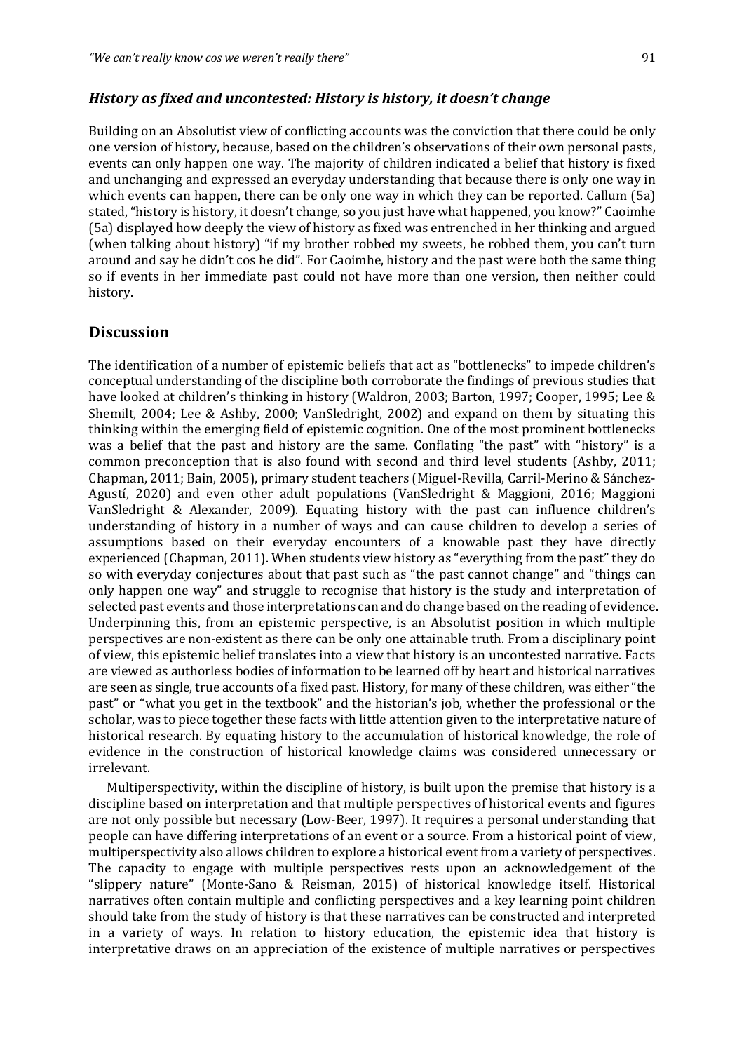### *History as fixed and uncontested: History is history, it doesn't change*

Building on an Absolutist view of conflicting accounts was the conviction that there could be only one version of history, because, based on the children's observations of their own personal pasts, events can only happen one way. The majority of children indicated a belief that history is fixed and unchanging and expressed an everyday understanding that because there is only one way in which events can happen, there can be only one way in which they can be reported. Callum (5a) stated, "history is history, it doesn't change, so you just have what happened, you know?" Caoimhe (5a) displayed how deeply the view of history as fixed was entrenched in her thinking and argued (when talking about history) "if my brother robbed my sweets, he robbed them, you can't turn around and say he didn't cos he did". For Caoimhe, history and the past were both the same thing so if events in her immediate past could not have more than one version, then neither could history.

## Discussion

The identification of a number of epistemic beliefs that act as "bottlenecks" to impede children's conceptual understanding of the discipline both corroborate the findings of previous studies that have looked at children's thinking in history (Waldron, 2003; Barton, 1997; Cooper, 1995; Lee & Shemilt, 2004; Lee & Ashby, 2000; VanSledright, 2002) and expand on them by situating this thinking within the emerging field of epistemic cognition. One of the most prominent bottlenecks was a belief that the past and history are the same. Conflating "the past" with "history" is a common preconception that is also found with second and third level students (Ashby, 2011; Chapman, 2011; Bain, 2005), primary student teachers (Miguel-Revilla, Carril-Merino & Sánchez-Agustí, 2020) and even other adult populations (VanSledright & Maggioni, 2016; Maggioni VanSledright & Alexander, 2009). Equating history with the past can influence children's understanding of history in a number of ways and can cause children to develop a series of assumptions based on their everyday encounters of a knowable past they have directly experienced (Chapman, 2011). When students view history as "everything from the past" they do so with everyday conjectures about that past such as "the past cannot change" and "things can only happen one way" and struggle to recognise that history is the study and interpretation of selected past events and those interpretations can and do change based on the reading of evidence. Underpinning this, from an epistemic perspective, is an Absolutist position in which multiple perspectives are non-existent as there can be only one attainable truth. From a disciplinary point of view, this epistemic belief translates into a view that history is an uncontested narrative. Facts are viewed as authorless bodies of information to be learned off by heart and historical narratives are seen as single, true accounts of a fixed past. History, for many of these children, was either "the past" or "what you get in the textbook" and the historian's job, whether the professional or the scholar, was to piece together these facts with little attention given to the interpretative nature of historical research. By equating history to the accumulation of historical knowledge, the role of evidence in the construction of historical knowledge claims was considered unnecessary or irrelevant.

Multiperspectivity, within the discipline of history, is built upon the premise that history is a discipline based on interpretation and that multiple perspectives of historical events and figures are not only possible but necessary (Low-Beer, 1997). It requires a personal understanding that people can have differing interpretations of an event or a source. From a historical point of view, multiperspectivity also allows children to explore a historical event from a variety of perspectives. The capacity to engage with multiple perspectives rests upon an acknowledgement of the "slippery nature" (Monte-Sano & Reisman, 2015) of historical knowledge itself. Historical narratives often contain multiple and conflicting perspectives and a key learning point children should take from the study of history is that these narratives can be constructed and interpreted in a variety of ways. In relation to history education, the epistemic idea that history is interpretative draws on an appreciation of the existence of multiple narratives or perspectives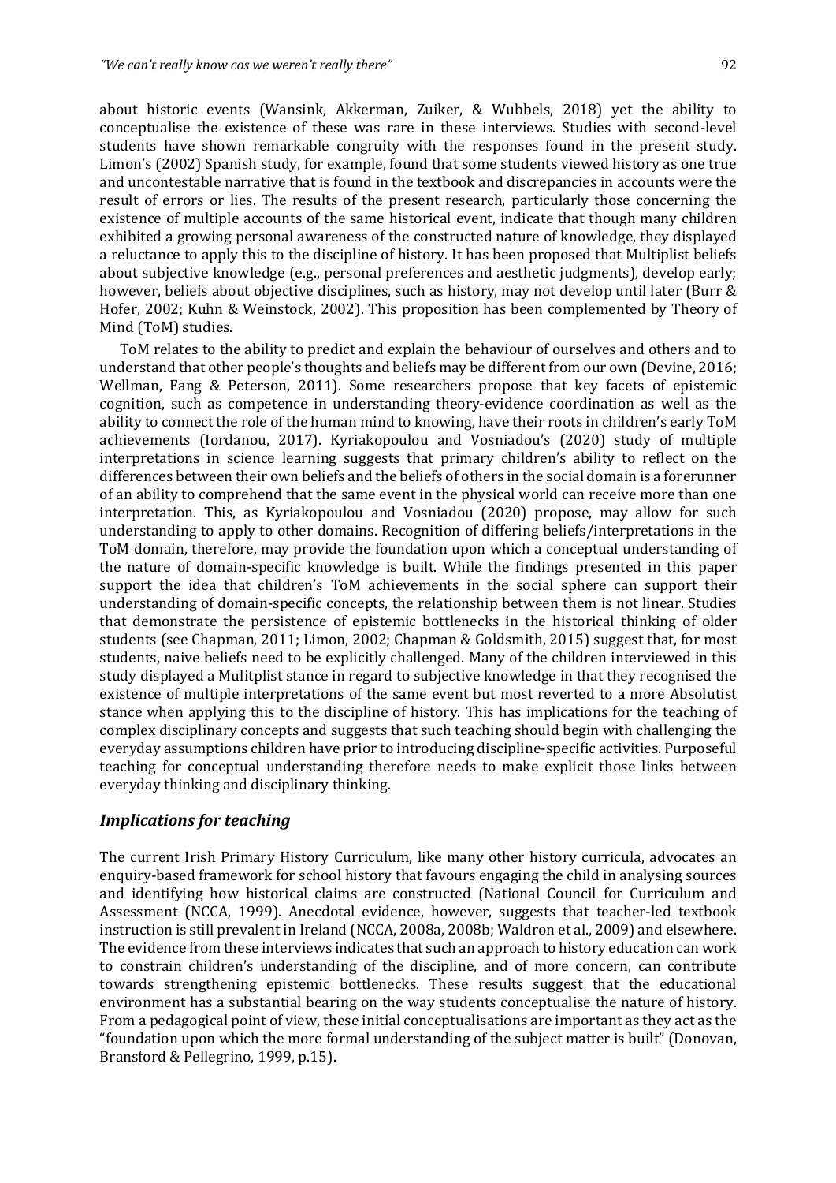about historic events (Wansink, Akkerman, Zuiker, & Wubbels, 2018) yet the ability to conceptualise the existence of these was rare in these interviews. Studies with second-level students have shown remarkable congruity with the responses found in the present study. Limon's (2002) Spanish study, for example, found that some students viewed history as one true and uncontestable narrative that is found in the textbook and discrepancies in accounts were the result of errors or lies. The results of the present research, particularly those concerning the existence of multiple accounts of the same historical event, indicate that though many children exhibited a growing personal awareness of the constructed nature of knowledge, they displayed a reluctance to apply this to the discipline of history. It has been proposed that Multiplist beliefs about subjective knowledge (e.g., personal preferences and aesthetic judgments), develop early; however, beliefs about objective disciplines, such as history, may not develop until later (Burr & Hofer, 2002; Kuhn & Weinstock, 2002). This proposition has been complemented by Theory of Mind (ToM) studies.

ToM relates to the ability to predict and explain the behaviour of ourselves and others and to understand that other people's thoughts and beliefs may be different from our own (Devine, 2016; Wellman, Fang & Peterson, 2011). Some researchers propose that key facets of epistemic cognition, such as competence in understanding theory-evidence coordination as well as the ability to connect the role of the human mind to knowing, have their roots in children's early ToM achievements (Iordanou, 2017). Kyriakopoulou and Vosniadou's (2020) study of multiple interpretations in science learning suggests that primary children's ability to reflect on the differences between their own beliefs and the beliefs of others in the social domain is a forerunner of an ability to comprehend that the same event in the physical world can receive more than one interpretation. This, as Kyriakopoulou and Vosniadou (2020) propose, may allow for such understanding to apply to other domains. Recognition of differing beliefs/interpretations in the ToM domain, therefore, may provide the foundation upon which a conceptual understanding of the nature of domain-specific knowledge is built. While the findings presented in this paper support the idea that children's ToM achievements in the social sphere can support their understanding of domain-specific concepts, the relationship between them is not linear. Studies that demonstrate the persistence of epistemic bottlenecks in the historical thinking of older students (see Chapman, 2011; Limon, 2002; Chapman & Goldsmith, 2015) suggest that, for most students, naive beliefs need to be explicitly challenged. Many of the children interviewed in this study displayed a Mulitplist stance in regard to subjective knowledge in that they recognised the existence of multiple interpretations of the same event but most reverted to a more Absolutist stance when applying this to the discipline of history. This has implications for the teaching of complex disciplinary concepts and suggests that such teaching should begin with challenging the everyday assumptions children have prior to introducing discipline-specific activities. Purposeful teaching for conceptual understanding therefore needs to make explicit those links between everyday thinking and disciplinary thinking.

### *Implications for teaching*

The current Irish Primary History Curriculum, like many other history curricula, advocates an enquiry-based framework for school history that favours engaging the child in analysing sources and identifying how historical claims are constructed (National Council for Curriculum and Assessment (NCCA, 1999). Anecdotal evidence, however, suggests that teacher-led textbook instruction is still prevalent in Ireland (NCCA, 2008a, 2008b; Waldron et al., 2009) and elsewhere. The evidence from these interviews indicates that such an approach to history education can work to constrain children's understanding of the discipline, and of more concern, can contribute towards strengthening epistemic bottlenecks. These results suggest that the educational environment has a substantial bearing on the way students conceptualise the nature of history. From a pedagogical point of view, these initial conceptualisations are important as they act as the "foundation upon which the more formal understanding of the subject matter is built" (Donovan, Bransford & Pellegrino, 1999, p.15).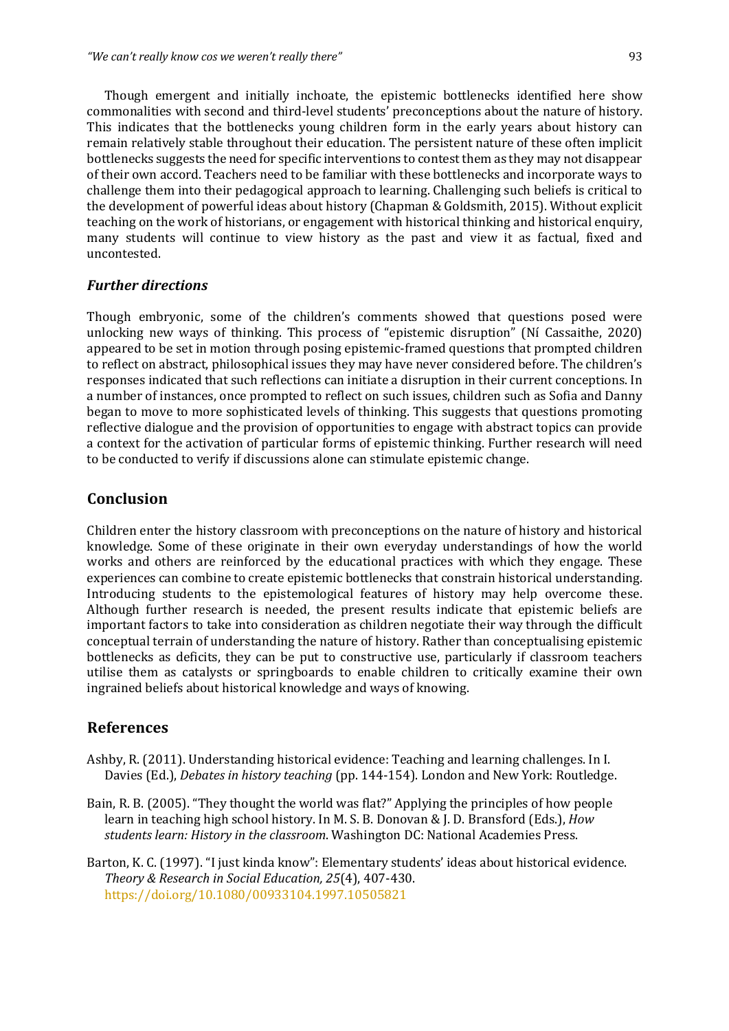Though emergent and initially inchoate, the epistemic bottlenecks identified here show commonalities with second and third-level students' preconceptions about the nature of history. This indicates that the bottlenecks young children form in the early years about history can remain relatively stable throughout their education. The persistent nature of these often implicit bottlenecks suggests the need for specific interventions to contest them as they may not disappear of their own accord. Teachers need to be familiar with these bottlenecks and incorporate ways to challenge them into their pedagogical approach to learning. Challenging such beliefs is critical to the development of powerful ideas about history (Chapman & Goldsmith, 2015). Without explicit teaching on the work of historians, or engagement with historical thinking and historical enquiry, many students will continue to view history as the past and view it as factual, fixed and uncontested.

### *Further directions*

Though embryonic, some of the children's comments showed that questions posed were unlocking new ways of thinking. This process of "epistemic disruption" (Ní Cassaithe, 2020) appeared to be set in motion through posing epistemic-framed questions that prompted children to reflect on abstract, philosophical issues they may have never considered before. The children's responses indicated that such reflections can initiate a disruption in their current conceptions. In a number of instances, once prompted to reflect on such issues, children such as Sofia and Danny began to move to more sophisticated levels of thinking. This suggests that questions promoting reflective dialogue and the provision of opportunities to engage with abstract topics can provide a context for the activation of particular forms of epistemic thinking. Further research will need to be conducted to verify if discussions alone can stimulate epistemic change.

## Conclusion

Children enter the history classroom with preconceptions on the nature of history and historical knowledge. Some of these originate in their own everyday understandings of how the world works and others are reinforced by the educational practices with which they engage. These experiences can combine to create epistemic bottlenecks that constrain historical understanding. Introducing students to the epistemological features of history may help overcome these. Although further research is needed, the present results indicate that epistemic beliefs are important factors to take into consideration as children negotiate their way through the difficult conceptual terrain of understanding the nature of history. Rather than conceptualising epistemic bottlenecks as deficits, they can be put to constructive use, particularly if classroom teachers utilise them as catalysts or springboards to enable children to critically examine their own ingrained beliefs about historical knowledge and ways of knowing.

## References

Ashby, R. (2011). Understanding historical evidence: Teaching and learning challenges. In I. Davies (Ed.), *Debates in history teaching* (pp. 144-154). London and New York: Routledge.

Bain, R. B. (2005). "They thought the world was flat?" Applying the principles of how people learn in teaching high school history. In M. S. B. Donovan & J. D. Bransford (Eds.), *How students learn: History in the classroom*. Washington DC: National Academies Press.

Barton, K. C. (1997). "I just kinda know": Elementary students' ideas about historical evidence. *Theory & Research in Social Education, 25*(4), 407-430. https://doi.org/10.1080/00933104.1997.10505821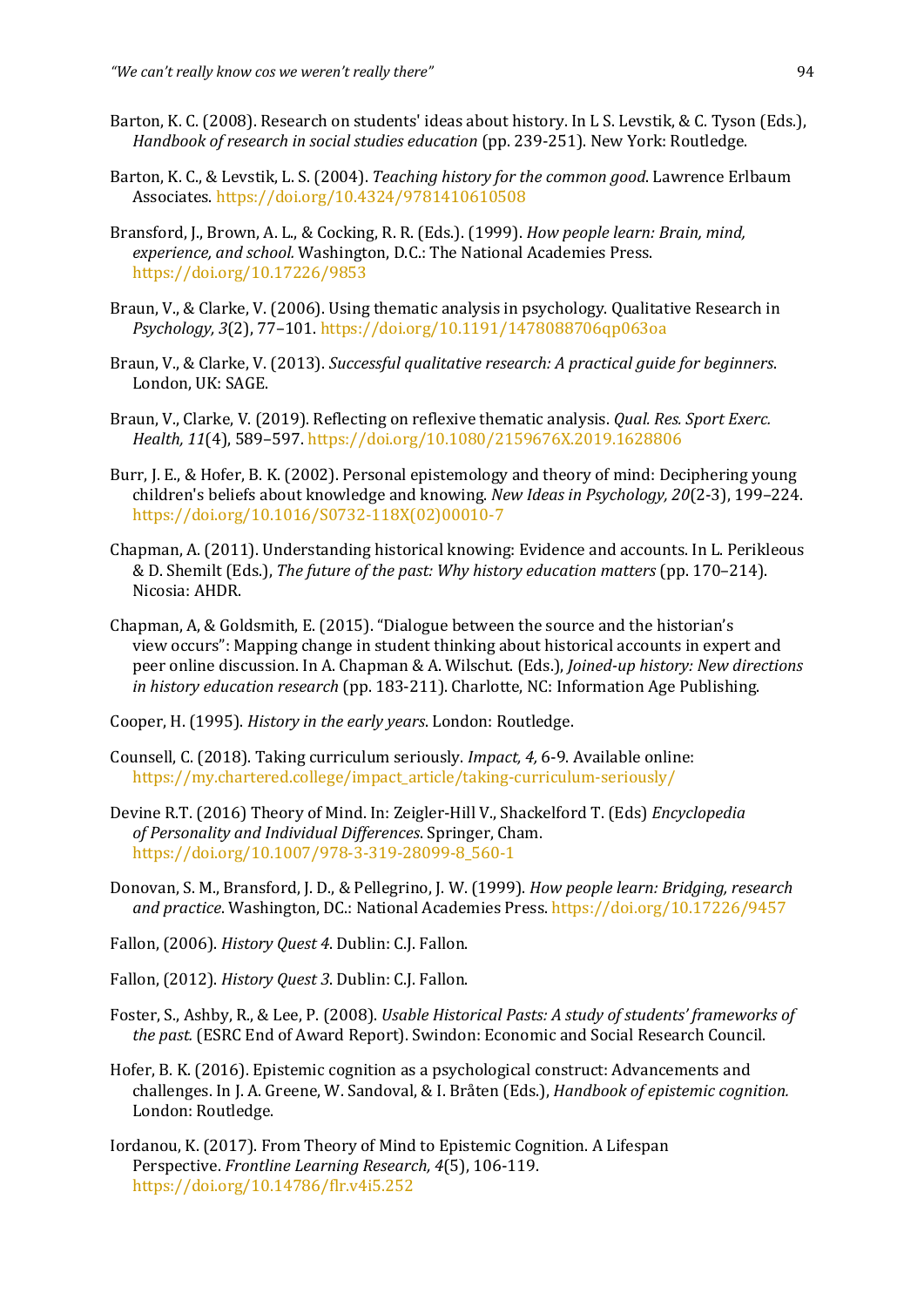Barton, K. C. (2008). Research on students' ideas about history. In L S. Levstik, & C. Tyson (Eds.), *Handbook of research in social studies education* (pp. 239-251). New York: Routledge.

Barton, K. C., & Levstik, L. S. (2004). *Teaching history for the common good*. Lawrence Erlbaum Associates. https://doi.org/10.4324/9781410610508

Bransford, J., Brown, A. L., & Cocking, R. R. (Eds.). (1999). *How people learn: Brain, mind, experience, and school.* Washington, D.C.: The National Academies Press. https://doi.org/10.17226/9853

Braun, V., & Clarke, V. (2006). Using thematic analysis in psychology. Qualitative Research in *Psychology, 3*(2), 77–101. https://doi.org/10.1191/1478088706qp063oa

Braun, V., & Clarke, V. (2013). *Successful qualitative research: A practical guide for beginners*. London, UK: SAGE.

Braun, V., Clarke, V. (2019). Reflecting on reflexive thematic analysis. *Qual. Res. Sport Exerc. Health, 11*(4), 589–597. https://doi.org/10.1080/2159676X.2019.1628806

Burr, J. E., & Hofer, B. K. (2002). Personal epistemology and theory of mind: Deciphering young children's beliefs about knowledge and knowing. *New Ideas in Psychology, 20*(2-3), 199–224. https://doi.org/10.1016/S0732-118X(02)00010-7

Chapman, A. (2011). Understanding historical knowing: Evidence and accounts. In L. Perikleous & D. Shemilt (Eds.), *The future of the past: Why history education matters* (pp. 170–214). Nicosia: AHDR.

Chapman, A, & Goldsmith, E. (2015). "Dialogue between the source and the historian's view occurs": Mapping change in student thinking about historical accounts in expert and peer online discussion. In A. Chapman & A. Wilschut. (Eds.), *Joined-up history: New directions in history education research* (pp. 183-211). Charlotte, NC: Information Age Publishing.

Cooper, H. (1995). *History in the early years*. London: Routledge.

Counsell, C. (2018). Taking curriculum seriously. *Impact, 4,* 6-9. Available online: https://my.chartered.college/impact_article/taking-curriculum-seriously/

Devine R.T. (2016) Theory of Mind. In: Zeigler-Hill V., Shackelford T. (Eds) *Encyclopedia of Personality and Individual Differences*. Springer, Cham. https://doi.org/10.1007/978-3-319-28099-8_560-1

Donovan, S. M., Bransford, J. D., & Pellegrino, J. W. (1999). *How people learn: Bridging, research and practice*. Washington, DC.: National Academies Press. https://doi.org/10.17226/9457

Fallon, (2006). *History Quest 4*. Dublin: C.J. Fallon.

Fallon, (2012). *History Quest 3*. Dublin: C.J. Fallon.

Foster, S., Ashby, R., & Lee, P. (2008). *Usable Historical Pasts: A study of students' frameworks of the past.* (ESRC End of Award Report). Swindon: Economic and Social Research Council.

Hofer, B. K. (2016). Epistemic cognition as a psychological construct: Advancements and challenges. In J. A. Greene, W. Sandoval, & I. Bråten (Eds.), *Handbook of epistemic cognition.* London: Routledge.

Iordanou, K. (2017). From Theory of Mind to Epistemic Cognition. A Lifespan Perspective. *Frontline Learning Research, 4*(5), 106-119. https://doi.org/10.14786/flr.v4i5.252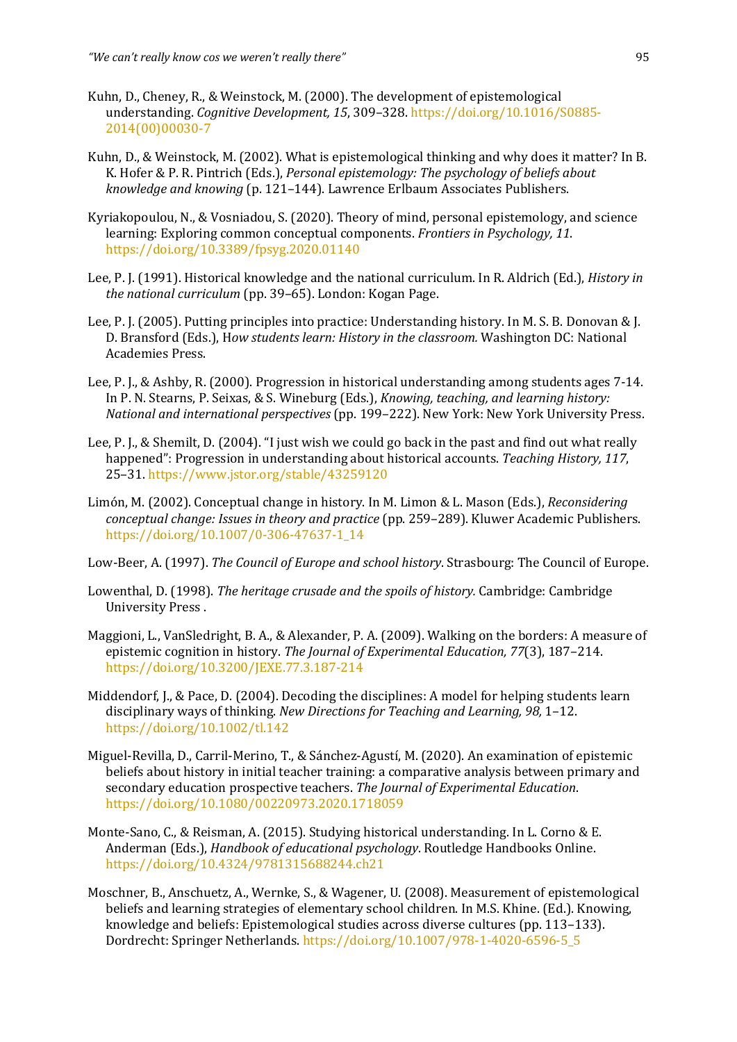Kuhn, D., Cheney, R., & Weinstock, M. (2000). The development of epistemological understanding. *Cognitive Development, 15*, 309–328. https://doi.org/10.1016/S0885-2014(00)00030-7

Kuhn, D., & Weinstock, M. (2002). What is epistemological thinking and why does it matter? In B. K. Hofer & P. R. Pintrich (Eds.), *Personal epistemology: The psychology of beliefs about knowledge and knowing* (p. 121–144). Lawrence Erlbaum Associates Publishers.

Kyriakopoulou, N., & Vosniadou, S. (2020). Theory of mind, personal epistemology, and science learning: Exploring common conceptual components. *Frontiers in Psychology, 11*. https://doi.org/10.3389/fpsyg.2020.01140

Lee, P. J. (1991). Historical knowledge and the national curriculum. In R. Aldrich (Ed.), *History in the national curriculum* (pp. 39–65). London: Kogan Page.

Lee, P. J. (2005). Putting principles into practice: Understanding history. In M. S. B. Donovan & J. D. Bransford (Eds.), H*ow students learn: History in the classroom.* Washington DC: National Academies Press.

Lee, P. J., & Ashby, R. (2000). Progression in historical understanding among students ages 7-14. In P. N. Stearns, P. Seixas, & S. Wineburg (Eds.), *Knowing, teaching, and learning history: National and international perspectives* (pp. 199–222). New York: New York University Press.

Lee, P. J., & Shemilt, D. (2004). "I just wish we could go back in the past and find out what really happened": Progression in understanding about historical accounts. *Teaching History, 117*, 25–31. https://www.jstor.org/stable/43259120

Limón, M. (2002). Conceptual change in history. In M. Limon & L. Mason (Eds.), *Reconsidering conceptual change: Issues in theory and practice* (pp. 259–289). Kluwer Academic Publishers. https://doi.org/10.1007/0-306-47637-1_14

Low-Beer, A. (1997). *The Council of Europe and school history*. Strasbourg: The Council of Europe.

Lowenthal, D. (1998). *The heritage crusade and the spoils of history.* Cambridge: Cambridge University Press .

Maggioni, L., VanSledright, B. A., & Alexander, P. A. (2009). Walking on the borders: A measure of epistemic cognition in history. *The Journal of Experimental Education, 77*(3), 187–214. https://doi.org/10.3200/JEXE.77.3.187-214

Middendorf, J., & Pace, D. (2004). Decoding the disciplines: A model for helping students learn disciplinary ways of thinking. *New Directions for Teaching and Learning, 98,* 1–12. https://doi.org/10.1002/tl.142

Miguel-Revilla, D., Carril-Merino, T., & Sánchez-Agustí, M. (2020). An examination of epistemic beliefs about history in initial teacher training: a comparative analysis between primary and secondary education prospective teachers. *The Journal of Experimental Education*. https://doi.org/10.1080/00220973.2020.1718059

Monte-Sano, C., & Reisman, A. (2015). Studying historical understanding. In L. Corno & E. Anderman (Eds.), *Handbook of educational psychology*. Routledge Handbooks Online. https://doi.org/10.4324/9781315688244.ch21

Moschner, B., Anschuetz, A., Wernke, S., & Wagener, U. (2008). Measurement of epistemological beliefs and learning strategies of elementary school children. In M.S. Khine. (Ed.). Knowing, knowledge and beliefs: Epistemological studies across diverse cultures (pp. 113–133). Dordrecht: Springer Netherlands. https://doi.org/10.1007/978-1-4020-6596-5_5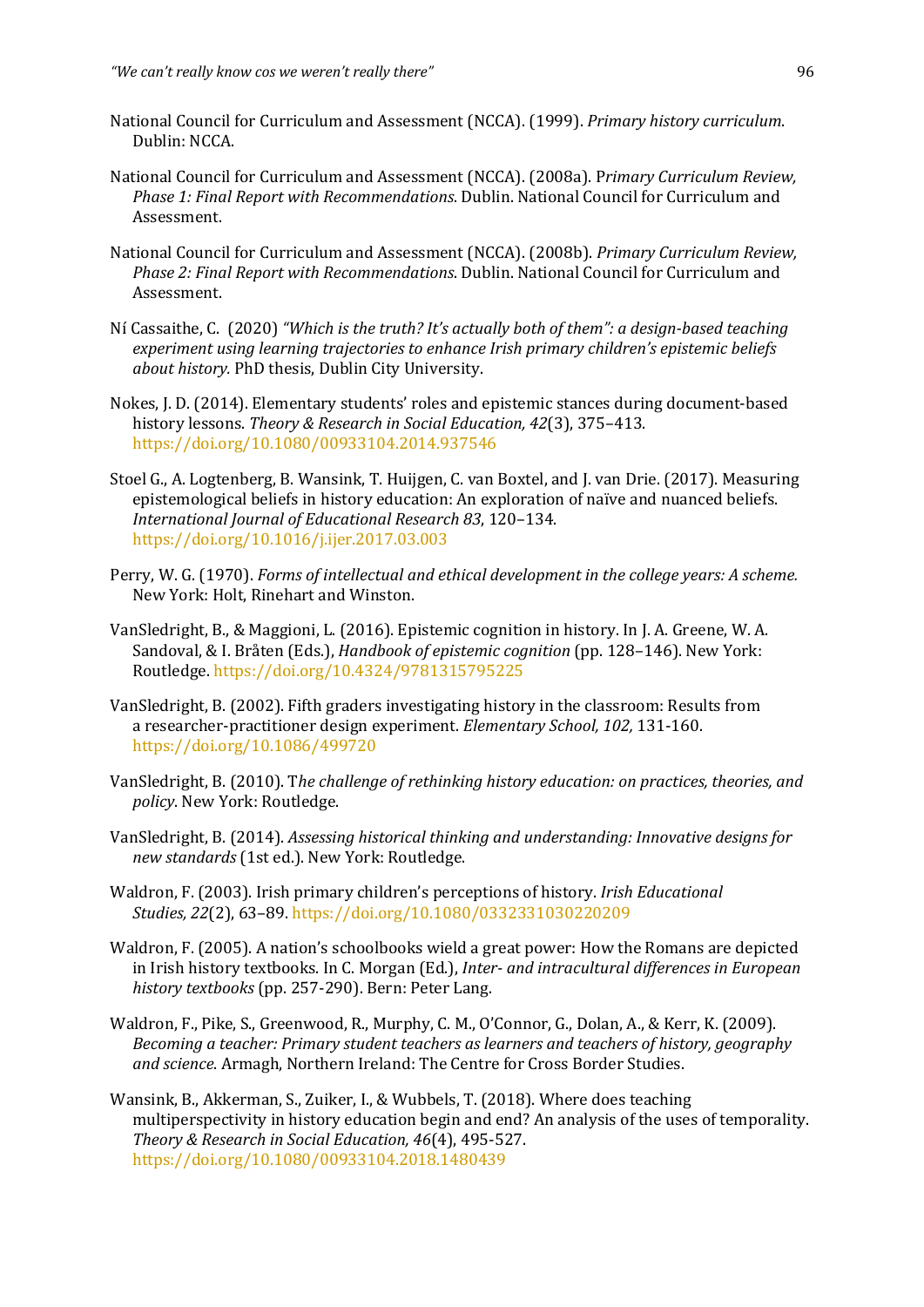National Council for Curriculum and Assessment (NCCA). (1999). *Primary history curriculum*. Dublin: NCCA.

National Council for Curriculum and Assessment (NCCA). (2008a). P*rimary Curriculum Review, Phase 1: Final Report with Recommendations*. Dublin. National Council for Curriculum and Assessment.

National Council for Curriculum and Assessment (NCCA). (2008b). *Primary Curriculum Review, Phase 2: Final Report with Recommendations*. Dublin. National Council for Curriculum and Assessment.

Ní Cassaithe, C. (2020) *"Which is the truth? It's actually both of them": a design-based teaching experiment using learning trajectories to enhance Irish primary children's epistemic beliefs about history.* PhD thesis, Dublin City University.

Nokes, J. D. (2014). Elementary students' roles and epistemic stances during document-based history lessons. *Theory & Research in Social Education, 42*(3), 375–413. https://doi.org/10.1080/00933104.2014.937546

Stoel G., A. Logtenberg, B. Wansink, T. Huijgen, C. van Boxtel, and J. van Drie. (2017). Measuring epistemological beliefs in history education: An exploration of naïve and nuanced beliefs. *International Journal of Educational Research 83*, 120–134. https://doi.org/10.1016/j.ijer.2017.03.003

Perry, W. G. (1970). *Forms of intellectual and ethical development in the college years: A scheme.* New York: Holt, Rinehart and Winston.

VanSledright, B., & Maggioni, L. (2016). Epistemic cognition in history. In J. A. Greene, W. A. Sandoval, & I. Bråten (Eds.), *Handbook of epistemic cognition* (pp. 128–146). New York: Routledge. https://doi.org/10.4324/9781315795225

VanSledright, B. (2002). Fifth graders investigating history in the classroom: Results from a researcher-practitioner design experiment. *Elementary School, 102,* 131-160. https://doi.org/10.1086/499720

VanSledright, B. (2010). T*he challenge of rethinking history education: on practices, theories, and policy*. New York: Routledge.

VanSledright, B. (2014). *Assessing historical thinking and understanding: Innovative designs for new standards* (1st ed.). New York: Routledge.

Waldron, F. (2003). Irish primary children's perceptions of history. *Irish Educational Studies, 22*(2), 63–89. https://doi.org/10.1080/0332331030220209

Waldron, F. (2005). A nation's schoolbooks wield a great power: How the Romans are depicted in Irish history textbooks. In C. Morgan (Ed.), *Inter- and intracultural differences in European history textbooks* (pp. 257-290). Bern: Peter Lang.

Waldron, F., Pike, S., Greenwood, R., Murphy, C. M., O'Connor, G., Dolan, A., & Kerr, K. (2009). *Becoming a teacher: Primary student teachers as learners and teachers of history, geography and science*. Armagh, Northern Ireland: The Centre for Cross Border Studies.

Wansink, B., Akkerman, S., Zuiker, I., & Wubbels, T. (2018). Where does teaching multiperspectivity in history education begin and end? An analysis of the uses of temporality. *Theory & Research in Social Education, 46*(4), 495-527. https://doi.org/10.1080/00933104.2018.1480439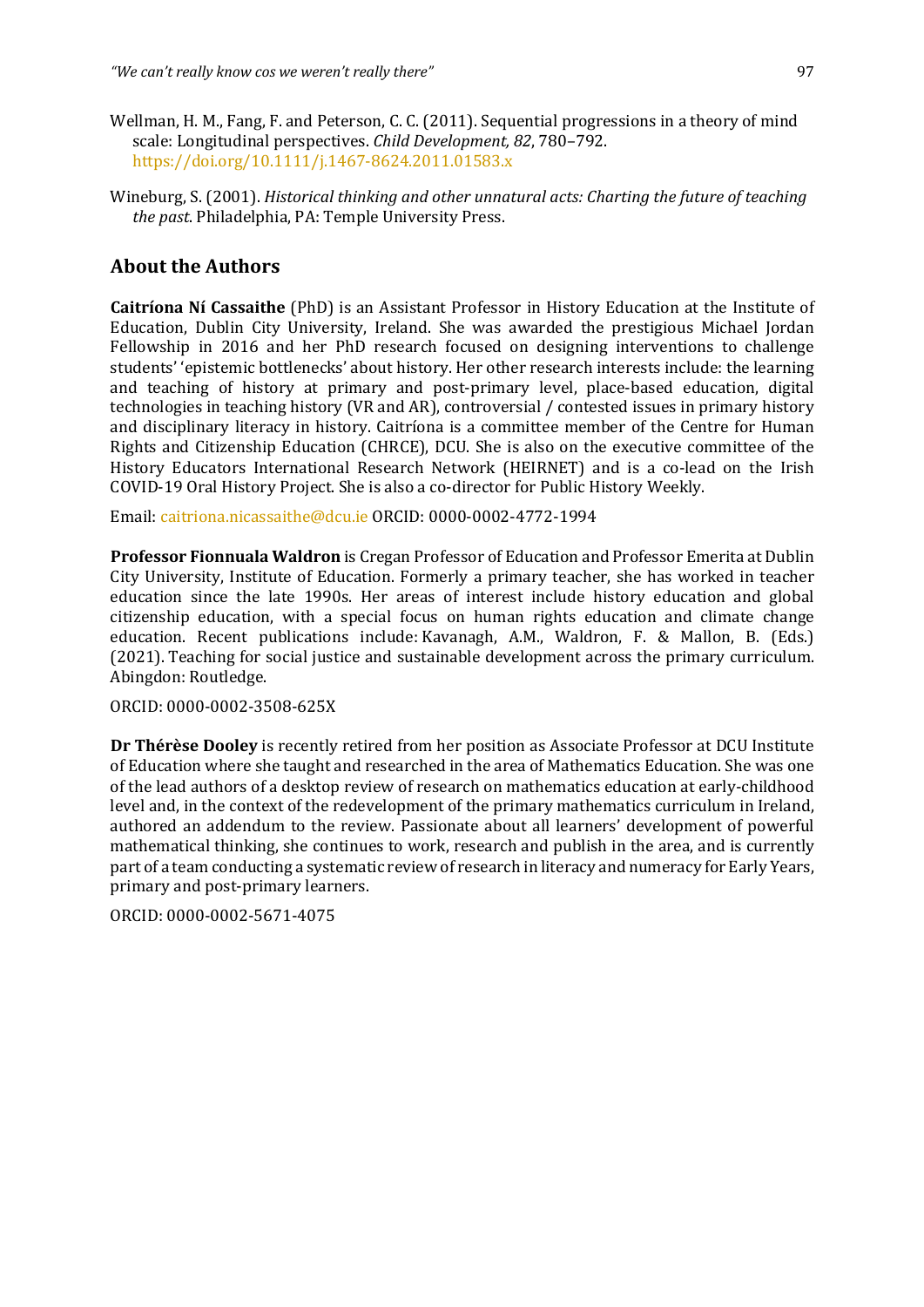Wellman, H. M., Fang, F. and Peterson, C. C. (2011). Sequential progressions in a theory of mind scale: Longitudinal perspectives. *Child Development, 82*, 780–792. https://doi.org/10.1111/j.1467-8624.2011.01583.x

Wineburg, S. (2001). *Historical thinking and other unnatural acts: Charting the future of teaching the past*. Philadelphia, PA: Temple University Press.

## About the Authors

**Caitríona Ní Cassaithe** (PhD) is an Assistant Professor in History Education at the Institute of Education, Dublin City University, Ireland. She was awarded the prestigious Michael Jordan Fellowship in 2016 and her PhD research focused on designing interventions to challenge students' 'epistemic bottlenecks' about history. Her other research interests include: the learning and teaching of history at primary and post-primary level, place-based education, digital technologies in teaching history (VR and AR), controversial / contested issues in primary history and disciplinary literacy in history. Caitríona is a committee member of the Centre for Human Rights and Citizenship Education (CHRCE), DCU. She is also on the executive committee of the History Educators International Research Network (HEIRNET) and is a co-lead on the Irish COVID-19 Oral History Project. She is also a co-director for Public History Weekly.

Email: caitriona.nicassaithe@dcu.ie ORCID: 0000-0002-4772-1994

**Professor Fionnuala Waldron** is Cregan Professor of Education and Professor Emerita at Dublin City University, Institute of Education. Formerly a primary teacher, she has worked in teacher education since the late 1990s. Her areas of interest include history education and global citizenship education, with a special focus on human rights education and climate change education. Recent publications include: Kavanagh, A.M., Waldron, F. & Mallon, B. (Eds.) (2021). Teaching for social justice and sustainable development across the primary curriculum. Abingdon: Routledge.

ORCID: 0000-0002-3508-625X

**Dr Thérèse Dooley** is recently retired from her position as Associate Professor at DCU Institute of Education where she taught and researched in the area of Mathematics Education. She was one of the lead authors of a desktop review of research on mathematics education at early-childhood level and, in the context of the redevelopment of the primary mathematics curriculum in Ireland, authored an addendum to the review. Passionate about all learners' development of powerful mathematical thinking, she continues to work, research and publish in the area, and is currently part of a team conducting a systematic review of research in literacy and numeracy for Early Years, primary and post-primary learners.

ORCID: 0000-0002-5671-4075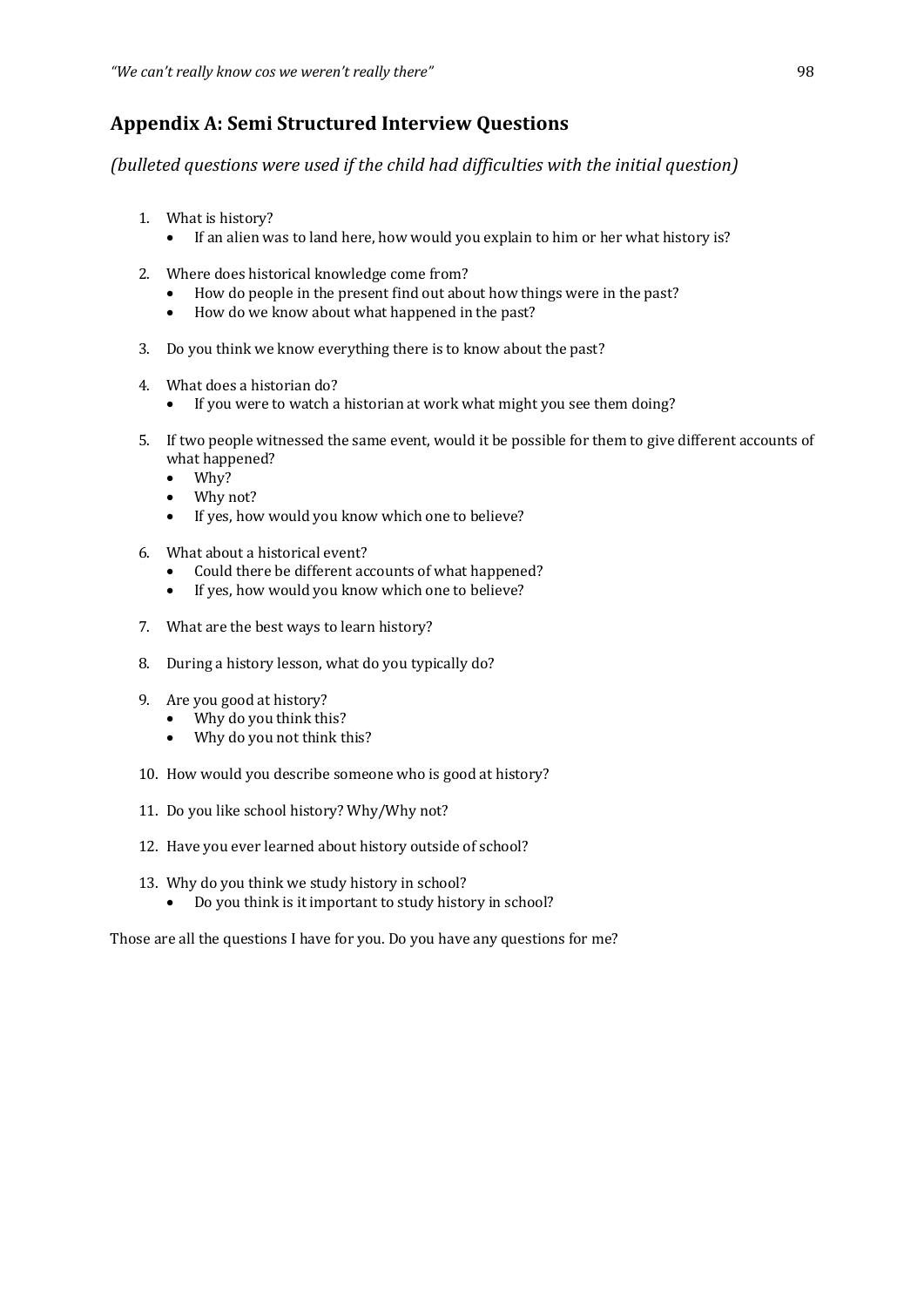## Appendix A: Semi Structured Interview Questions

*(bulleted questions were used if the child had difficulties with the initial question)*

1. What is history?
    - If an alien was to land here, how would you explain to him or her what history is?
2. Where does historical knowledge come from?
    - How do people in the present find out about how things were in the past?
    - How do we know about what happened in the past?
3. Do you think we know everything there is to know about the past?
4. What does a historian do?
    - If you were to watch a historian at work what might you see them doing?
5. If two people witnessed the same event, would it be possible for them to give different accounts of what happened?
    - Why?
    - Why not?
    - If yes, how would you know which one to believe?
6. What about a historical event?
    - Could there be different accounts of what happened?
    - If yes, how would you know which one to believe?
7. What are the best ways to learn history?
8. During a history lesson, what do you typically do?
9. Are you good at history?
    - Why do you think this?
    - Why do you not think this?
10. How would you describe someone who is good at history?
11. Do you like school history? Why/Why not?
12. Have you ever learned about history outside of school?
13. Why do you think we study history in school?
    - Do you think is it important to study history in school?

Those are all the questions I have for you. Do you have any questions for me?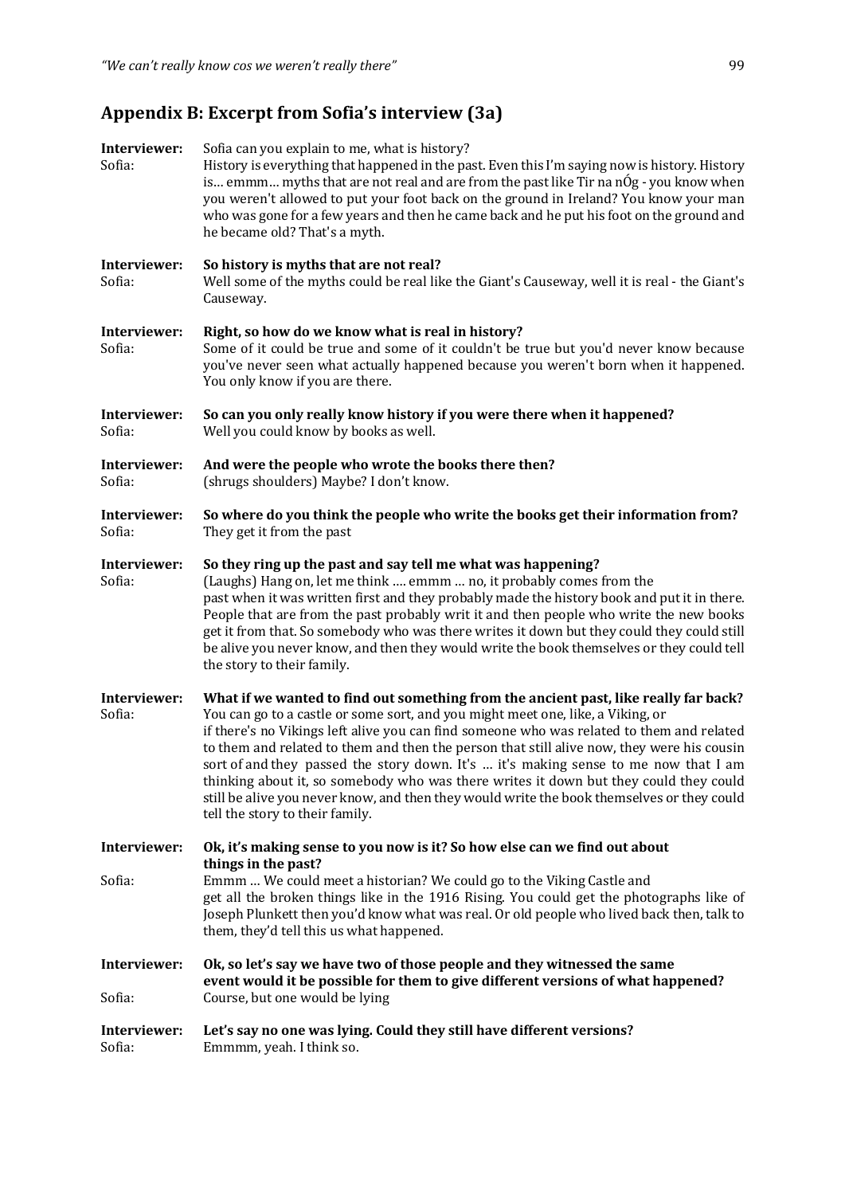## Appendix B: Excerpt from Sofia's interview (3a)

**Interviewer:** Sofia can you explain to me, what is history?
Sofia: History is everything that happened in the past. Even this I'm saying now is history. History is… emmm… myths that are not real and are from the past like Tir na nÓg - you know when you weren't allowed to put your foot back on the ground in Ireland? You know your man who was gone for a few years and then he came back and he put his foot on the ground and he became old? That's a myth.

**Interviewer:** **So history is myths that are not real?**
Sofia: Well some of the myths could be real like the Giant's Causeway, well it is real - the Giant's Causeway.

**Interviewer:** **Right, so how do we know what is real in history?**
Sofia: Some of it could be true and some of it couldn't be true but you'd never know because you've never seen what actually happened because you weren't born when it happened. You only know if you are there.

**Interviewer:** **So can you only really know history if you were there when it happened?**
Sofia: Well you could know by books as well.

**Interviewer:** **And were the people who wrote the books there then?**
Sofia: (shrugs shoulders) Maybe? I don't know.

**Interviewer:** **So where do you think the people who write the books get their information from?**
Sofia: They get it from the past

**Interviewer:** **So they ring up the past and say tell me what was happening?**
Sofia: (Laughs) Hang on, let me think …. emmm … no, it probably comes from the past when it was written first and they probably made the history book and put it in there. People that are from the past probably writ it and then people who write the new books get it from that. So somebody who was there writes it down but they could they could still be alive you never know, and then they would write the book themselves or they could tell the story to their family.

**Interviewer:** **What if we wanted to find out something from the ancient past, like really far back?**
Sofia: You can go to a castle or some sort, and you might meet one, like, a Viking, or if there's no Vikings left alive you can find someone who was related to them and related to them and related to them and then the person that still alive now, they were his cousin sort of and they passed the story down. It's … it's making sense to me now that I am thinking about it, so somebody who was there writes it down but they could they could still be alive you never know, and then they would write the book themselves or they could tell the story to their family.

**Interviewer:** **Ok, it's making sense to you now is it? So how else can we find out about things in the past?**
Sofia: Emmm … We could meet a historian? We could go to the Viking Castle and get all the broken things like in the 1916 Rising. You could get the photographs like of Joseph Plunkett then you'd know what was real. Or old people who lived back then, talk to them, they'd tell this us what happened.

**Interviewer:** **Ok, so let's say we have two of those people and they witnessed the same event would it be possible for them to give different versions of what happened?**
Sofia: Course, but one would be lying

**Interviewer:** **Let's say no one was lying. Could they still have different versions?**
Sofia: Emmmm, yeah. I think so.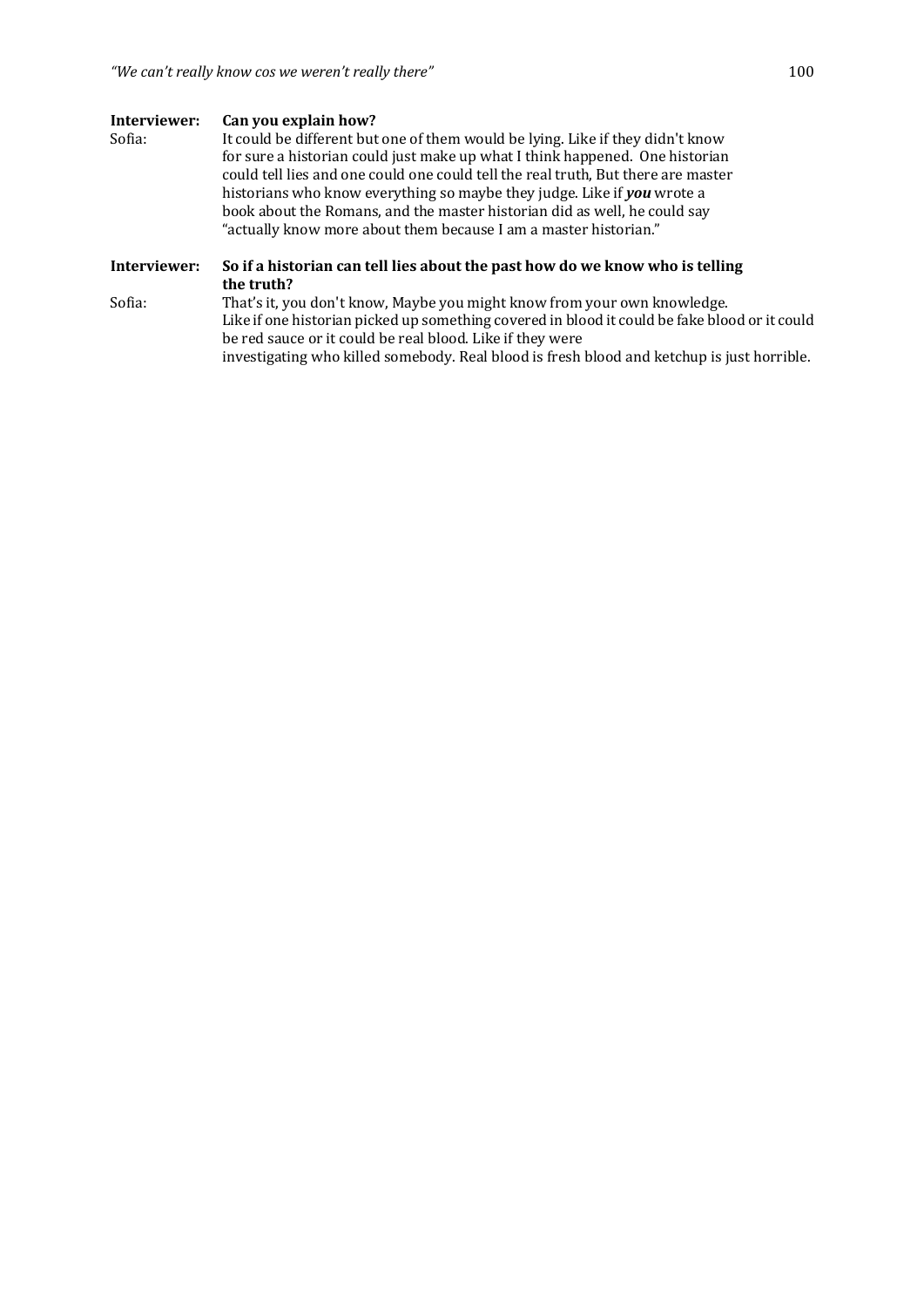**Interviewer:** **Can you explain how?**

Sofia: It could be different but one of them would be lying. Like if they didn't know for sure a historian could just make up what I think happened. One historian could tell lies and one could one could tell the real truth, But there are master historians who know everything so maybe they judge. Like if ***you*** wrote a book about the Romans, and the master historian did as well, he could say "actually know more about them because I am a master historian."

**Interviewer:** **So if a historian can tell lies about the past how do we know who is telling the truth?**

Sofia: That's it, you don't know, Maybe you might know from your own knowledge. Like if one historian picked up something covered in blood it could be fake blood or it could be red sauce or it could be real blood. Like if they were investigating who killed somebody. Real blood is fresh blood and ketchup is just horrible.